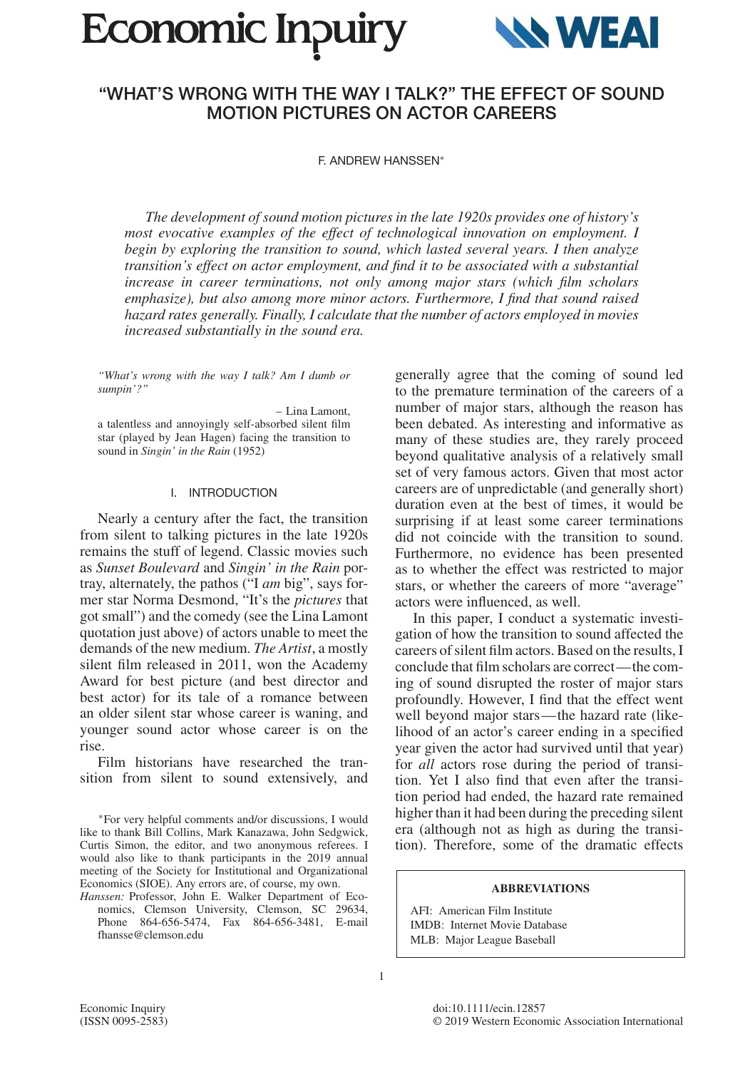# "WHAT'S WRONG WITH THE WAY I TALK?" THE EFFECT OF SOUND MOTION PICTURES ON ACTOR CAREERS

F. ANDREW HANSSEN*

*The development of sound motion pictures in the late 1920s provides one of history's most evocative examples of the effect of technological innovation on employment. I begin by exploring the transition to sound, which lasted several years. I then analyze transition's effect on actor employment, and find it to be associated with a substantial increase in career terminations, not only among major stars (which film scholars emphasize), but also among more minor actors. Furthermore, I find that sound raised hazard rates generally. Finally, I calculate that the number of actors employed in movies increased substantially in the sound era.*

*"What's wrong with the way I talk? Am I dumb or sumpin'?"*

– Lina Lamont, a talentless and annoyingly self-absorbed silent film star (played by Jean Hagen) facing the transition to sound in *Singin' in the Rain* (1952)

## I. INTRODUCTION

Nearly a century after the fact, the transition from silent to talking pictures in the late 1920s remains the stuff of legend. Classic movies such as *Sunset Boulevard* and *Singin' in the Rain* portray, alternately, the pathos ("I *am* big", says former star Norma Desmond, "It's the *pictures* that got small") and the comedy (see the Lina Lamont quotation just above) of actors unable to meet the demands of the new medium. *The Artist*, a mostly silent film released in 2011, won the Academy Award for best picture (and best director and best actor) for its tale of a romance between an older silent star whose career is waning, and younger sound actor whose career is on the rise.

Film historians have researched the transition from silent to sound extensively, and generally agree that the coming of sound led to the premature termination of the careers of a number of major stars, although the reason has been debated. As interesting and informative as many of these studies are, they rarely proceed beyond qualitative analysis of a relatively small set of very famous actors. Given that most actor careers are of unpredictable (and generally short) duration even at the best of times, it would be surprising if at least some career terminations did not coincide with the transition to sound. Furthermore, no evidence has been presented as to whether the effect was restricted to major stars, or whether the careers of more "average" actors were influenced, as well.

In this paper, I conduct a systematic investigation of how the transition to sound affected the careers of silent film actors. Based on the results, I conclude that film scholars are correct—the coming of sound disrupted the roster of major stars profoundly. However, I find that the effect went well beyond major stars—the hazard rate (likelihood of an actor's career ending in a specified year given the actor had survived until that year) for *all* actors rose during the period of transition. Yet I also find that even after the transition period had ended, the hazard rate remained higher than it had been during the preceding silent era (although not as high as during the transition). Therefore, some of the dramatic effects

*For very helpful comments and/or discussions, I would like to thank Bill Collins, Mark Kanazawa, John Sedgwick, Curtis Simon, the editor, and two anonymous referees. I would also like to thank participants in the 2019 annual meeting of the Society for Institutional and Organizational Economics (SIOE). Any errors are, of course, my own.

*Hanssen:* Professor, John E. Walker Department of Economics, Clemson University, Clemson, SC 29634, Phone 864-656-5474, Fax 864-656-3481, E-mail fhansse@clemson.edu

**ABBREVIATIONS**

AFI: American Film Institute
IMDB: Internet Movie Database
MLB: Major League Baseball

Economic Inquiry
(ISSN 0095-2583)

doi:10.1111/ecin.12857
© 2019 Western Economic Association International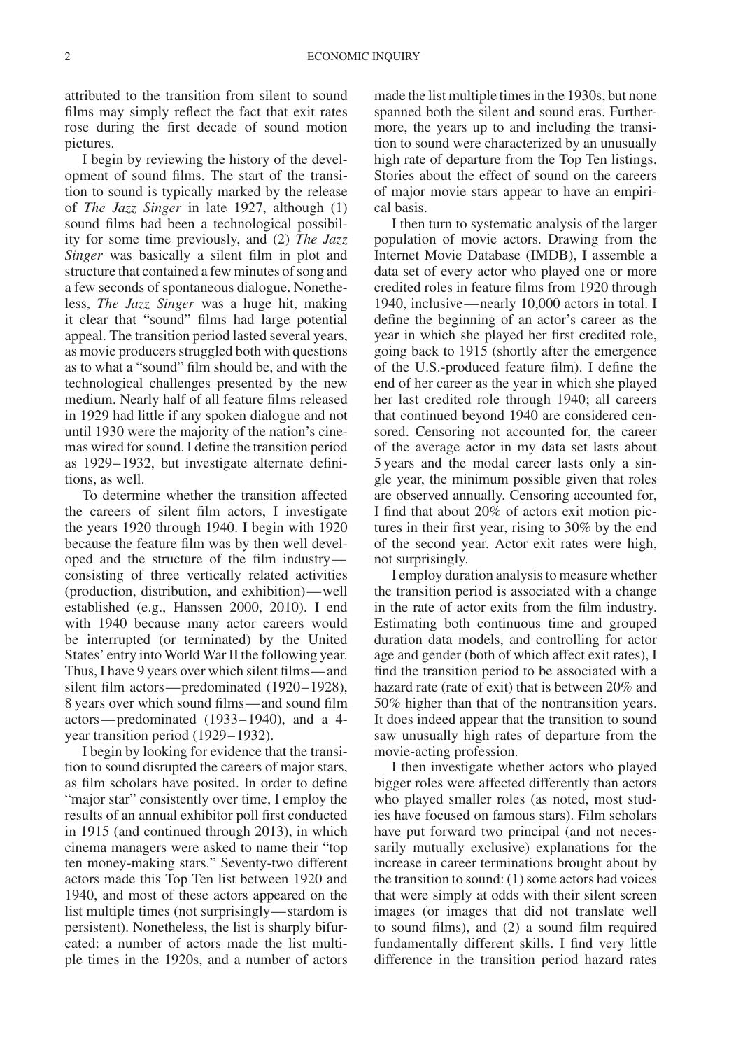attributed to the transition from silent to sound films may simply reflect the fact that exit rates rose during the first decade of sound motion pictures.

I begin by reviewing the history of the development of sound films. The start of the transition to sound is typically marked by the release of *The Jazz Singer* in late 1927, although (1) sound films had been a technological possibility for some time previously, and (2) *The Jazz Singer* was basically a silent film in plot and structure that contained a few minutes of song and a few seconds of spontaneous dialogue. Nonetheless, *The Jazz Singer* was a huge hit, making it clear that "sound" films had large potential appeal. The transition period lasted several years, as movie producers struggled both with questions as to what a "sound" film should be, and with the technological challenges presented by the new medium. Nearly half of all feature films released in 1929 had little if any spoken dialogue and not until 1930 were the majority of the nation's cinemas wired for sound. I define the transition period as 1929–1932, but investigate alternate definitions, as well.

To determine whether the transition affected the careers of silent film actors, I investigate the years 1920 through 1940. I begin with 1920 because the feature film was by then well developed and the structure of the film industry—consisting of three vertically related activities (production, distribution, and exhibition)—well established (e.g., Hanssen 2000, 2010). I end with 1940 because many actor careers would be interrupted (or terminated) by the United States' entry into World War II the following year. Thus, I have 9 years over which silent films—and silent film actors—predominated (1920–1928), 8 years over which sound films—and sound film actors—predominated (1933–1940), and a 4-year transition period (1929–1932).

I begin by looking for evidence that the transition to sound disrupted the careers of major stars, as film scholars have posited. In order to define "major star" consistently over time, I employ the results of an annual exhibitor poll first conducted in 1915 (and continued through 2013), in which cinema managers were asked to name their "top ten money-making stars." Seventy-two different actors made this Top Ten list between 1920 and 1940, and most of these actors appeared on the list multiple times (not surprisingly—stardom is persistent). Nonetheless, the list is sharply bifurcated: a number of actors made the list multiple times in the 1920s, and a number of actors made the list multiple times in the 1930s, but none spanned both the silent and sound eras. Furthermore, the years up to and including the transition to sound were characterized by an unusually high rate of departure from the Top Ten listings. Stories about the effect of sound on the careers of major movie stars appear to have an empirical basis.

I then turn to systematic analysis of the larger population of movie actors. Drawing from the Internet Movie Database (IMDB), I assemble a data set of every actor who played one or more credited roles in feature films from 1920 through 1940, inclusive—nearly 10,000 actors in total. I define the beginning of an actor's career as the year in which she played her first credited role, going back to 1915 (shortly after the emergence of the U.S.-produced feature film). I define the end of her career as the year in which she played her last credited role through 1940; all careers that continued beyond 1940 are considered censored. Censoring not accounted for, the career of the average actor in my data set lasts about 5 years and the modal career lasts only a single year, the minimum possible given that roles are observed annually. Censoring accounted for, I find that about 20% of actors exit motion pictures in their first year, rising to 30% by the end of the second year. Actor exit rates were high, not surprisingly.

I employ duration analysis to measure whether the transition period is associated with a change in the rate of actor exits from the film industry. Estimating both continuous time and grouped duration data models, and controlling for actor age and gender (both of which affect exit rates), I find the transition period to be associated with a hazard rate (rate of exit) that is between 20% and 50% higher than that of the nontransition years. It does indeed appear that the transition to sound saw unusually high rates of departure from the movie-acting profession.

I then investigate whether actors who played bigger roles were affected differently than actors who played smaller roles (as noted, most studies have focused on famous stars). Film scholars have put forward two principal (and not necessarily mutually exclusive) explanations for the increase in career terminations brought about by the transition to sound: (1) some actors had voices that were simply at odds with their silent screen images (or images that did not translate well to sound films), and (2) a sound film required fundamentally different skills. I find very little difference in the transition period hazard rates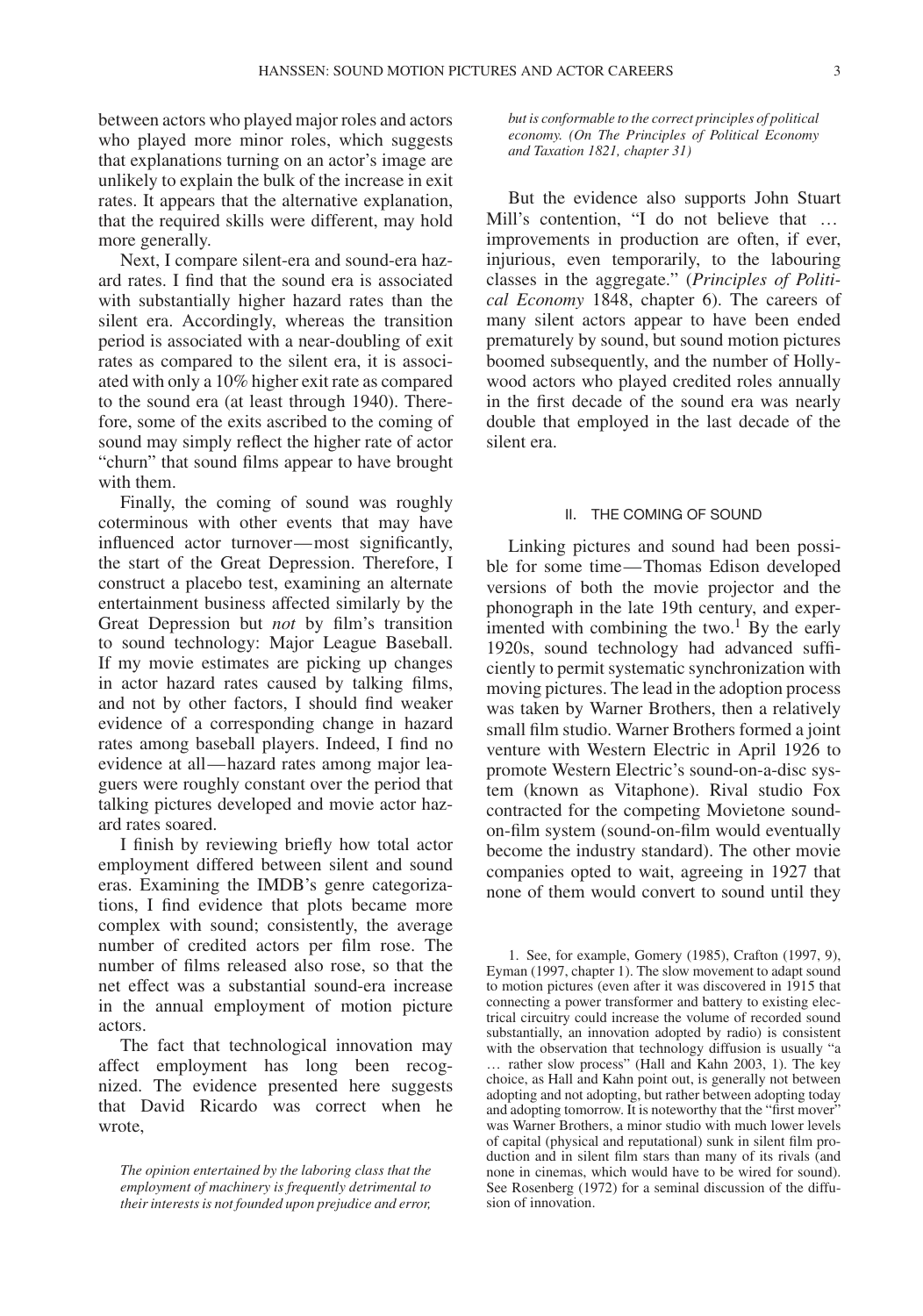between actors who played major roles and actors who played more minor roles, which suggests that explanations turning on an actor's image are unlikely to explain the bulk of the increase in exit rates. It appears that the alternative explanation, that the required skills were different, may hold more generally.

Next, I compare silent-era and sound-era hazard rates. I find that the sound era is associated with substantially higher hazard rates than the silent era. Accordingly, whereas the transition period is associated with a near-doubling of exit rates as compared to the silent era, it is associated with only a 10% higher exit rate as compared to the sound era (at least through 1940). Therefore, some of the exits ascribed to the coming of sound may simply reflect the higher rate of actor "churn" that sound films appear to have brought with them.

Finally, the coming of sound was roughly coterminous with other events that may have influenced actor turnover—most significantly, the start of the Great Depression. Therefore, I construct a placebo test, examining an alternate entertainment business affected similarly by the Great Depression but *not* by film's transition to sound technology: Major League Baseball. If my movie estimates are picking up changes in actor hazard rates caused by talking films, and not by other factors, I should find weaker evidence of a corresponding change in hazard rates among baseball players. Indeed, I find no evidence at all—hazard rates among major leaguers were roughly constant over the period that talking pictures developed and movie actor hazard rates soared.

I finish by reviewing briefly how total actor employment differed between silent and sound eras. Examining the IMDB's genre categorizations, I find evidence that plots became more complex with sound; consistently, the average number of credited actors per film rose. The number of films released also rose, so that the net effect was a substantial sound-era increase in the annual employment of motion picture actors.

The fact that technological innovation may affect employment has long been recognized. The evidence presented here suggests that David Ricardo was correct when he wrote,

> *The opinion entertained by the laboring class that the employment of machinery is frequently detrimental to their interests is not founded upon prejudice and error, but is conformable to the correct principles of political economy. (On The Principles of Political Economy and Taxation 1821, chapter 31)*

But the evidence also supports John Stuart Mill's contention, "I do not believe that … improvements in production are often, if ever, injurious, even temporarily, to the labouring classes in the aggregate." (*Principles of Political Economy* 1848, chapter 6). The careers of many silent actors appear to have been ended prematurely by sound, but sound motion pictures boomed subsequently, and the number of Hollywood actors who played credited roles annually in the first decade of the sound era was nearly double that employed in the last decade of the silent era.

## II. THE COMING OF SOUND

Linking pictures and sound had been possible for some time—Thomas Edison developed versions of both the movie projector and the phonograph in the late 19th century, and experimented with combining the two.[1] By the early 1920s, sound technology had advanced sufficiently to permit systematic synchronization with moving pictures. The lead in the adoption process was taken by Warner Brothers, then a relatively small film studio. Warner Brothers formed a joint venture with Western Electric in April 1926 to promote Western Electric's sound-on-a-disc system (known as Vitaphone). Rival studio Fox contracted for the competing Movietone sound-on-film system (sound-on-film would eventually become the industry standard). The other movie companies opted to wait, agreeing in 1927 that none of them would convert to sound until they

1. See, for example, Gomery (1985), Crafton (1997, 9), Eyman (1997, chapter 1). The slow movement to adapt sound to motion pictures (even after it was discovered in 1915 that connecting a power transformer and battery to existing electrical circuitry could increase the volume of recorded sound substantially, an innovation adopted by radio) is consistent with the observation that technology diffusion is usually "a … rather slow process" (Hall and Kahn 2003, 1). The key choice, as Hall and Kahn point out, is generally not between adopting and not adopting, but rather between adopting today and adopting tomorrow. It is noteworthy that the "first mover" was Warner Brothers, a minor studio with much lower levels of capital (physical and reputational) sunk in silent film production and in silent film stars than many of its rivals (and none in cinemas, which would have to be wired for sound). See Rosenberg (1972) for a seminal discussion of the diffusion of innovation.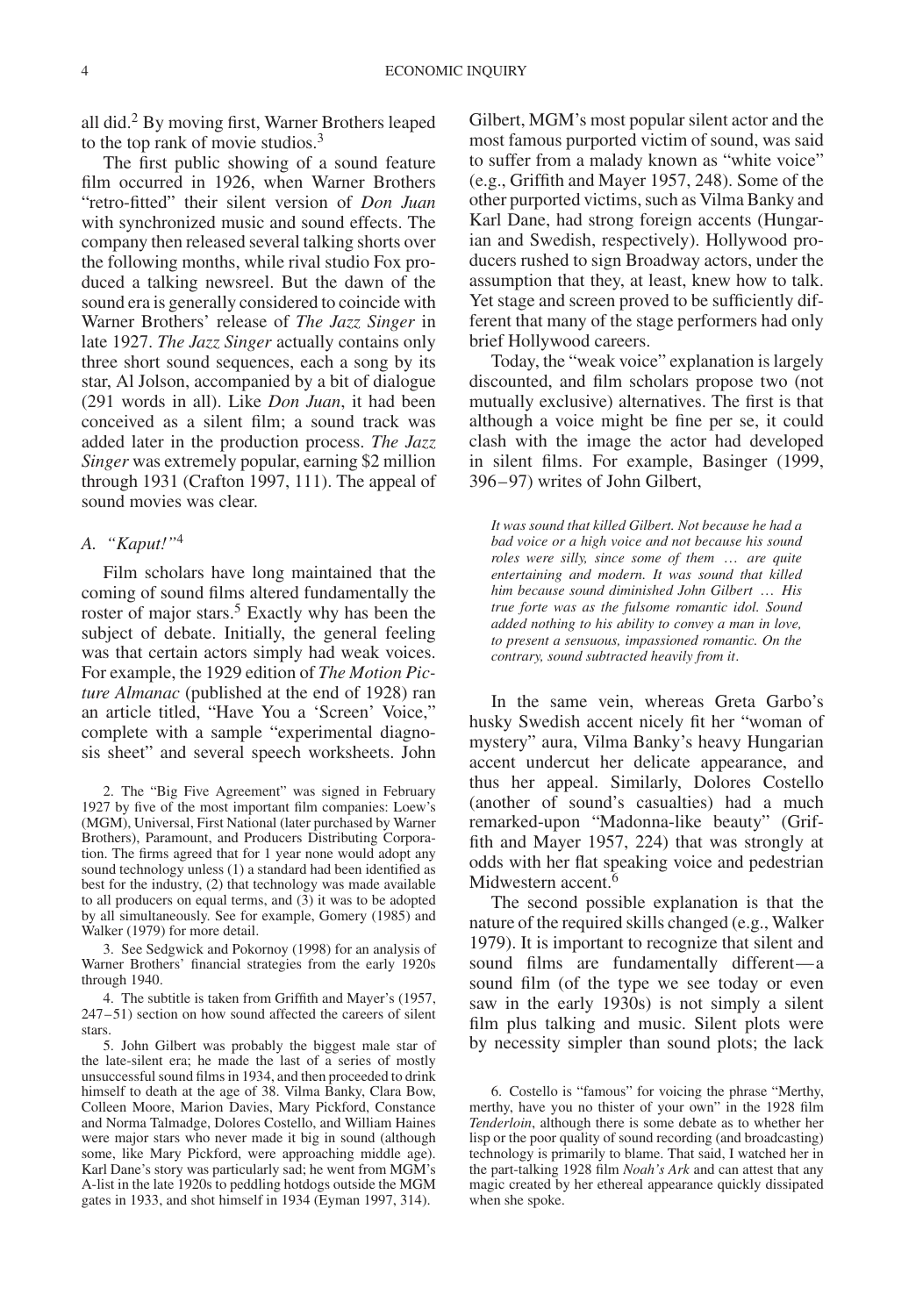all did.[2] By moving first, Warner Brothers leaped to the top rank of movie studios.[3]

The first public showing of a sound feature film occurred in 1926, when Warner Brothers "retro-fitted" their silent version of *Don Juan* with synchronized music and sound effects. The company then released several talking shorts over the following months, while rival studio Fox produced a talking newsreel. But the dawn of the sound era is generally considered to coincide with Warner Brothers' release of *The Jazz Singer* in late 1927. *The Jazz Singer* actually contains only three short sound sequences, each a song by its star, Al Jolson, accompanied by a bit of dialogue (291 words in all). Like *Don Juan*, it had been conceived as a silent film; a sound track was added later in the production process. *The Jazz Singer* was extremely popular, earning $2 million through 1931 (Crafton 1997, 111). The appeal of sound movies was clear.

### A. "Kaput!"[4]

Film scholars have long maintained that the coming of sound films altered fundamentally the roster of major stars.[5] Exactly why has been the subject of debate. Initially, the general feeling was that certain actors simply had weak voices. For example, the 1929 edition of *The Motion Picture Almanac* (published at the end of 1928) ran an article titled, "Have You a 'Screen' Voice," complete with a sample "experimental diagnosis sheet" and several speech worksheets. John Gilbert, MGM's most popular silent actor and the most famous purported victim of sound, was said to suffer from a malady known as "white voice" (e.g., Griffith and Mayer 1957, 248). Some of the other purported victims, such as Vilma Banky and Karl Dane, had strong foreign accents (Hungarian and Swedish, respectively). Hollywood producers rushed to sign Broadway actors, under the assumption that they, at least, knew how to talk. Yet stage and screen proved to be sufficiently different that many of the stage performers had only brief Hollywood careers.

Today, the "weak voice" explanation is largely discounted, and film scholars propose two (not mutually exclusive) alternatives. The first is that although a voice might be fine per se, it could clash with the image the actor had developed in silent films. For example, Basinger (1999, 396–97) writes of John Gilbert,

> *It was sound that killed Gilbert. Not because he had a bad voice or a high voice and not because his sound roles were silly, since some of them … are quite entertaining and modern. It was sound that killed him because sound diminished John Gilbert … His true forte was as the fulsome romantic idol. Sound added nothing to his ability to convey a man in love, to present a sensuous, impassioned romantic. On the contrary, sound subtracted heavily from it.*

In the same vein, whereas Greta Garbo's husky Swedish accent nicely fit her "woman of mystery" aura, Vilma Banky's heavy Hungarian accent undercut her delicate appearance, and thus her appeal. Similarly, Dolores Costello (another of sound's casualties) had a much remarked-upon "Madonna-like beauty" (Griffith and Mayer 1957, 224) that was strongly at odds with her flat speaking voice and pedestrian Midwestern accent.[6]

The second possible explanation is that the nature of the required skills changed (e.g., Walker 1979). It is important to recognize that silent and sound films are fundamentally different—a sound film (of the type we see today or even saw in the early 1930s) is not simply a silent film plus talking and music. Silent plots were by necessity simpler than sound plots; the lack

---

2. The "Big Five Agreement" was signed in February 1927 by five of the most important film companies: Loew's (MGM), Universal, First National (later purchased by Warner Brothers), Paramount, and Producers Distributing Corporation. The firms agreed that for 1 year none would adopt any sound technology unless (1) a standard had been identified as best for the industry, (2) that technology was made available to all producers on equal terms, and (3) it was to be adopted by all simultaneously. See for example, Gomery (1985) and Walker (1979) for more detail.

3. See Sedgwick and Pokornoy (1998) for an analysis of Warner Brothers' financial strategies from the early 1920s through 1940.

4. The subtitle is taken from Griffith and Mayer's (1957, 247–51) section on how sound affected the careers of silent stars.

5. John Gilbert was probably the biggest male star of the late-silent era; he made the last of a series of mostly unsuccessful sound films in 1934, and then proceeded to drink himself to death at the age of 38. Vilma Banky, Clara Bow, Colleen Moore, Marion Davies, Mary Pickford, Constance and Norma Talmadge, Dolores Costello, and William Haines were major stars who never made it big in sound (although some, like Mary Pickford, were approaching middle age). Karl Dane's story was particularly sad; he went from MGM's A-list in the late 1920s to peddling hotdogs outside the MGM gates in 1933, and shot himself in 1934 (Eyman 1997, 314).

6. Costello is "famous" for voicing the phrase "Merthy, merthy, have you no thister of your own" in the 1928 film *Tenderloin*, although there is some debate as to whether her lisp or the poor quality of sound recording (and broadcasting) technology is primarily to blame. That said, I watched her in the part-talking 1928 film *Noah's Ark* and can attest that any magic created by her ethereal appearance quickly dissipated when she spoke.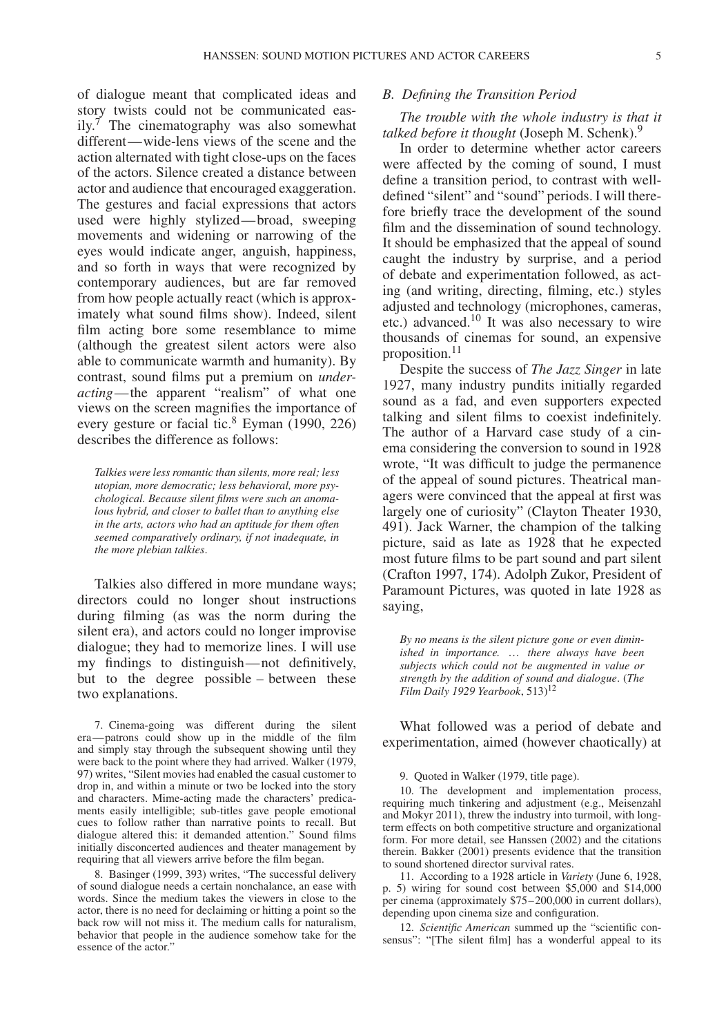of dialogue meant that complicated ideas and story twists could not be communicated easily.[7] The cinematography was also somewhat different—wide-lens views of the scene and the action alternated with tight close-ups on the faces of the actors. Silence created a distance between actor and audience that encouraged exaggeration. The gestures and facial expressions that actors used were highly stylized—broad, sweeping movements and widening or narrowing of the eyes would indicate anger, anguish, happiness, and so forth in ways that were recognized by contemporary audiences, but are far removed from how people actually react (which is approximately what sound films show). Indeed, silent film acting bore some resemblance to mime (although the greatest silent actors were also able to communicate warmth and humanity). By contrast, sound films put a premium on *underacting*—the apparent "realism" of what one views on the screen magnifies the importance of every gesture or facial tic.[8] Eyman (1990, 226) describes the difference as follows:

> *Talkies were less romantic than silents, more real; less utopian, more democratic; less behavioral, more psychological. Because silent films were such an anomalous hybrid, and closer to ballet than to anything else in the arts, actors who had an aptitude for them often seemed comparatively ordinary, if not inadequate, in the more plebian talkies.*

Talkies also differed in more mundane ways; directors could no longer shout instructions during filming (as was the norm during the silent era), and actors could no longer improvise dialogue; they had to memorize lines. I will use my findings to distinguish—not definitively, but to the degree possible – between these two explanations.

### *B. Defining the Transition Period*

*The trouble with the whole industry is that it talked before it thought* (Joseph M. Schenk).[9]

In order to determine whether actor careers were affected by the coming of sound, I must define a transition period, to contrast with well-defined "silent" and "sound" periods. I will therefore briefly trace the development of the sound film and the dissemination of sound technology. It should be emphasized that the appeal of sound caught the industry by surprise, and a period of debate and experimentation followed, as acting (and writing, directing, filming, etc.) styles adjusted and technology (microphones, cameras, etc.) advanced.[10] It was also necessary to wire thousands of cinemas for sound, an expensive proposition.[11]

Despite the success of *The Jazz Singer* in late 1927, many industry pundits initially regarded sound as a fad, and even supporters expected talking and silent films to coexist indefinitely. The author of a Harvard case study of a cinema considering the conversion to sound in 1928 wrote, "It was difficult to judge the permanence of the appeal of sound pictures. Theatrical managers were convinced that the appeal at first was largely one of curiosity" (Clayton Theater 1930, 491). Jack Warner, the champion of the talking picture, said as late as 1928 that he expected most future films to be part sound and part silent (Crafton 1997, 174). Adolph Zukor, President of Paramount Pictures, was quoted in late 1928 as saying,

> *By no means is the silent picture gone or even diminished in importance. … there always have been subjects which could not be augmented in value or strength by the addition of sound and dialogue*. (*The Film Daily 1929 Yearbook*, 513)[12]

What followed was a period of debate and experimentation, aimed (however chaotically) at

---

7. Cinema-going was different during the silent era—patrons could show up in the middle of the film and simply stay through the subsequent showing until they were back to the point where they had arrived. Walker (1979, 97) writes, "Silent movies had enabled the casual customer to drop in, and within a minute or two be locked into the story and characters. Mime-acting made the characters' predicaments easily intelligible; sub-titles gave people emotional cues to follow rather than narrative points to recall. But dialogue altered this: it demanded attention." Sound films initially disconcerted audiences and theater management by requiring that all viewers arrive before the film began.

8. Basinger (1999, 393) writes, "The successful delivery of sound dialogue needs a certain nonchalance, an ease with words. Since the medium takes the viewers in close to the actor, there is no need for declaiming or hitting a point so the back row will not miss it. The medium calls for naturalism, behavior that people in the audience somehow take for the essence of the actor."

9. Quoted in Walker (1979, title page).

10. The development and implementation process, requiring much tinkering and adjustment (e.g., Meisenzahl and Mokyr 2011), threw the industry into turmoil, with long-term effects on both competitive structure and organizational form. For more detail, see Hanssen (2002) and the citations therein. Bakker (2001) presents evidence that the transition to sound shortened director survival rates.

11. According to a 1928 article in *Variety* (June 6, 1928, p. 5) wiring for sound cost between $5,000 and $14,000 per cinema (approximately $75–200,000 in current dollars), depending upon cinema size and configuration.

12. *Scientific American* summed up the "scientific consensus": "[The silent film] has a wonderful appeal to its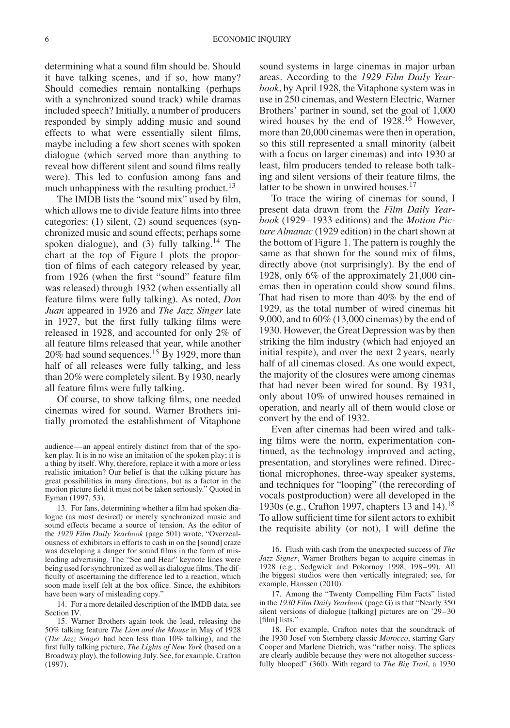determining what a sound film should be. Should it have talking scenes, and if so, how many? Should comedies remain nontalking (perhaps with a synchronized sound track) while dramas included speech? Initially, a number of producers responded by simply adding music and sound effects to what were essentially silent films, maybe including a few short scenes with spoken dialogue (which served more than anything to reveal how different silent and sound films really were). This led to confusion among fans and much unhappiness with the resulting product.[13]

The IMDB lists the "sound mix" used by film, which allows me to divide feature films into three categories: (1) silent, (2) sound sequences (synchronized music and sound effects; perhaps some spoken dialogue), and (3) fully talking.[14] The chart at the top of Figure 1 plots the proportion of films of each category released by year, from 1926 (when the first "sound" feature film was released) through 1932 (when essentially all feature films were fully talking). As noted, *Don Juan* appeared in 1926 and *The Jazz Singer* late in 1927, but the first fully talking films were released in 1928, and accounted for only 2% of all feature films released that year, while another 20% had sound sequences.[15] By 1929, more than half of all releases were fully talking, and less than 20% were completely silent. By 1930, nearly all feature films were fully talking.

Of course, to show talking films, one needed cinemas wired for sound. Warner Brothers initially promoted the establishment of Vitaphone sound systems in large cinemas in major urban areas. According to the *1929 Film Daily Yearbook*, by April 1928, the Vitaphone system was in use in 250 cinemas, and Western Electric, Warner Brothers' partner in sound, set the goal of 1,000 wired houses by the end of 1928.[16] However, more than 20,000 cinemas were then in operation, so this still represented a small minority (albeit with a focus on larger cinemas) and into 1930 at least, film producers tended to release both talking and silent versions of their feature films, the latter to be shown in unwired houses.[17]

To trace the wiring of cinemas for sound, I present data drawn from the *Film Daily Yearbook* (1929–1933 editions) and the *Motion Picture Almanac* (1929 edition) in the chart shown at the bottom of Figure 1. The pattern is roughly the same as that shown for the sound mix of films, directly above (not surprisingly). By the end of 1928, only 6% of the approximately 21,000 cinemas then in operation could show sound films. That had risen to more than 40% by the end of 1929, as the total number of wired cinemas hit 9,000, and to 60% (13,000 cinemas) by the end of 1930. However, the Great Depression was by then striking the film industry (which had enjoyed an initial respite), and over the next 2 years, nearly half of all cinemas closed. As one would expect, the majority of the closures were among cinemas that had never been wired for sound. By 1931, only about 10% of unwired houses remained in operation, and nearly all of them would close or convert by the end of 1932.

Even after cinemas had been wired and talking films were the norm, experimentation continued, as the technology improved and acting, presentation, and storylines were refined. Directional microphones, three-way speaker systems, and techniques for "looping" (the rerecording of vocals postproduction) were all developed in the 1930s (e.g., Crafton 1997, chapters 13 and 14).[18] To allow sufficient time for silent actors to exhibit the requisite ability (or not), I will define the

audience—an appeal entirely distinct from that of the spoken play. It is in no wise an imitation of the spoken play; it is a thing by itself. Why, therefore, replace it with a more or less realistic imitation? Our belief is that the talking picture has great possibilities in many directions, but as a factor in the motion picture field it must not be taken seriously." Quoted in Eyman (1997, 53).

13. For fans, determining whether a film had spoken dialogue (as most desired) or merely synchronized music and sound effects became a source of tension. As the editor of the *1929 Film Daily Yearbook* (page 501) wrote, "Overzealousness of exhibitors in efforts to cash in on the [sound] craze was developing a danger for sound films in the form of misleading advertising. The "See and Hear" keynote lines were being used for synchronized as well as dialogue films. The difficulty of ascertaining the difference led to a reaction, which soon made itself felt at the box office. Since, the exhibitors have been wary of misleading copy."

14. For a more detailed description of the IMDB data, see Section IV.

15. Warner Brothers again took the lead, releasing the 50% talking feature *The Lion and the Mouse* in May of 1928 (*The Jazz Singer* had been less than 10% talking), and the first fully talking picture, *The Lights of New York* (based on a Broadway play), the following July. See, for example, Crafton (1997).

16. Flush with cash from the unexpected success of *The Jazz Signer*, Warner Brothers began to acquire cinemas in 1928 (e.g., Sedgwick and Pokornoy 1998, 198–99). All the biggest studios were then vertically integrated; see, for example, Hanssen (2010).

17. Among the "Twenty Compelling Film Facts" listed in the *1930 Film Daily Yearbook* (page G) is that "Nearly 350 silent versions of dialogue [talking] pictures are on '29–30 [film] lists."

18. For example, Crafton notes that the soundtrack of the 1930 Josef von Sternberg classic *Morocco*, starring Gary Cooper and Marlene Dietrich, was "rather noisy. The splices are clearly audible because they were not altogether successfully blooped" (360). With regard to *The Big Trail*, a 1930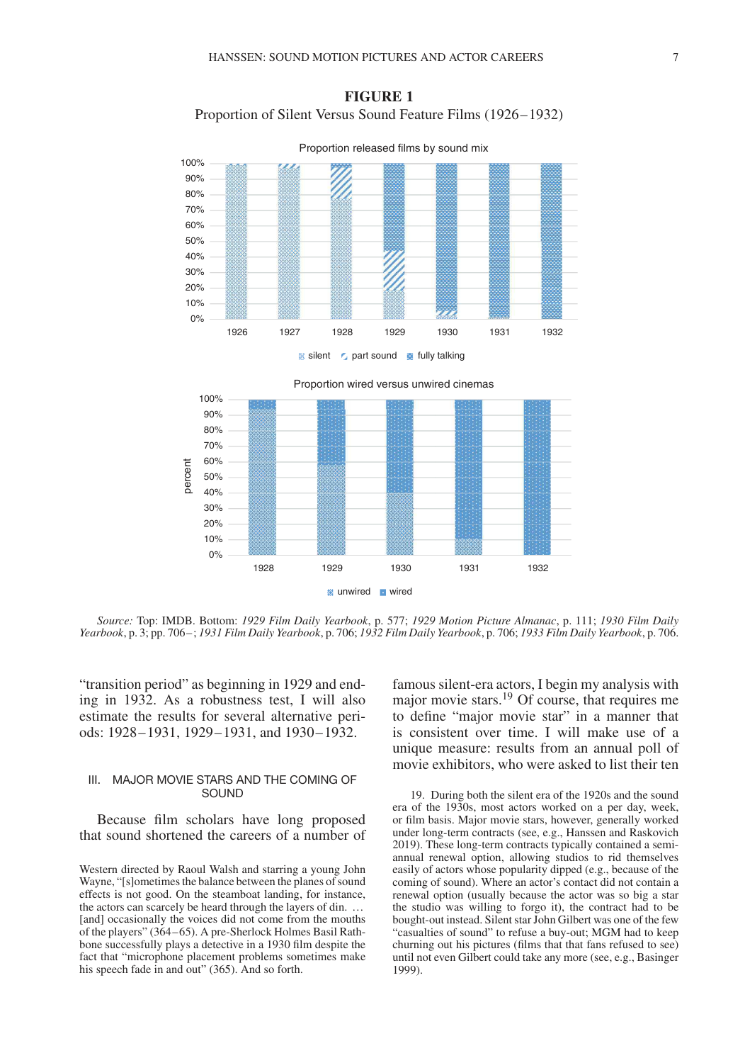**FIGURE 1**

Proportion of Silent Versus Sound Feature Films (1926–1932)

*Source:* Top: IMDB. Bottom: *1929 Film Daily Yearbook*, p. 577; *1929 Motion Picture Almanac*, p. 111; *1930 Film Daily Yearbook*, p. 3; pp. 706–; *1931 Film Daily Yearbook*, p. 706; *1932 Film Daily Yearbook*, p. 706; *1933 Film Daily Yearbook*, p. 706.

"transition period" as beginning in 1929 and ending in 1932. As a robustness test, I will also estimate the results for several alternative periods: 1928–1931, 1929–1931, and 1930–1932.

## III. MAJOR MOVIE STARS AND THE COMING OF SOUND

Because film scholars have long proposed that sound shortened the careers of a number of famous silent-era actors, I begin my analysis with major movie stars.[19] Of course, that requires me to define "major movie star" in a manner that is consistent over time. I will make use of a unique measure: results from an annual poll of movie exhibitors, who were asked to list their ten

Western directed by Raoul Walsh and starring a young John Wayne, "[s]ometimes the balance between the planes of sound effects is not good. On the steamboat landing, for instance, the actors can scarcely be heard through the layers of din. … [and] occasionally the voices did not come from the mouths of the players" (364–65). A pre-Sherlock Holmes Basil Rathbone successfully plays a detective in a 1930 film despite the fact that "microphone placement problems sometimes make his speech fade in and out" (365). And so forth.

19. During both the silent era of the 1920s and the sound era of the 1930s, most actors worked on a per day, week, or film basis. Major movie stars, however, generally worked under long-term contracts (see, e.g., Hanssen and Raskovich 2019). These long-term contracts typically contained a semi-annual renewal option, allowing studios to rid themselves easily of actors whose popularity dipped (e.g., because of the coming of sound). Where an actor's contact did not contain a renewal option (usually because the actor was so big a star the studio was willing to forgo it), the contract had to be bought-out instead. Silent star John Gilbert was one of the few "casualties of sound" to refuse a buy-out; MGM had to keep churning out his pictures (films that that fans refused to see) until not even Gilbert could take any more (see, e.g., Basinger 1999).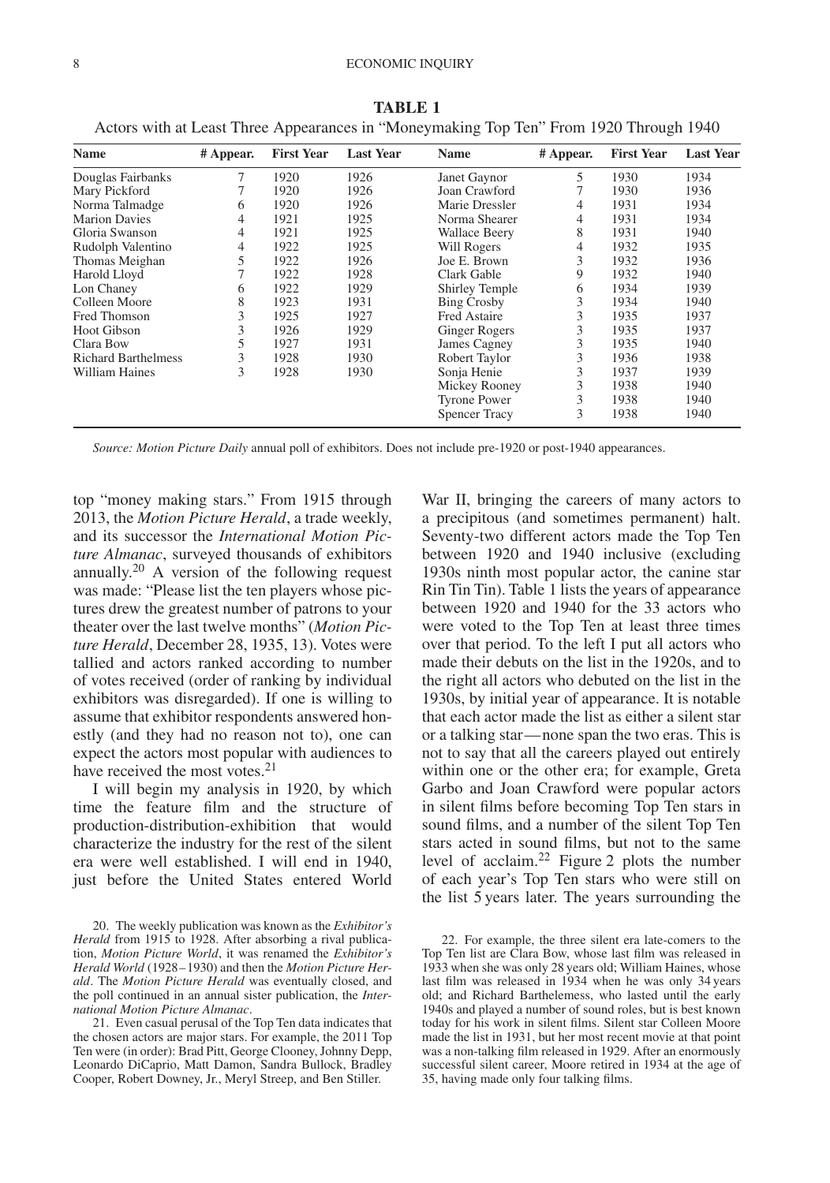**TABLE 1**

Actors with at Least Three Appearances in "Moneymaking Top Ten" From 1920 Through 1940

| Name | # Appear. | First Year | Last Year | Name | # Appear. | First Year | Last Year |
|---|---|---|---|---|---|---|---|
| Douglas Fairbanks | 7 | 1920 | 1926 | Janet Gaynor | 5 | 1930 | 1934 |
| Mary Pickford | 7 | 1920 | 1926 | Joan Crawford | 7 | 1930 | 1936 |
| Norma Talmadge | 6 | 1920 | 1926 | Marie Dressler | 4 | 1931 | 1934 |
| Marion Davies | 4 | 1921 | 1925 | Norma Shearer | 4 | 1931 | 1934 |
| Gloria Swanson | 4 | 1921 | 1925 | Wallace Beery | 8 | 1931 | 1940 |
| Rudolph Valentino | 4 | 1922 | 1925 | Will Rogers | 4 | 1932 | 1935 |
| Thomas Meighan | 5 | 1922 | 1926 | Joe E. Brown | 3 | 1932 | 1936 |
| Harold Lloyd | 7 | 1922 | 1928 | Clark Gable | 9 | 1932 | 1940 |
| Lon Chaney | 6 | 1922 | 1929 | Shirley Temple | 6 | 1934 | 1939 |
| Colleen Moore | 8 | 1923 | 1931 | Bing Crosby | 3 | 1934 | 1940 |
| Fred Thomson | 3 | 1925 | 1927 | Fred Astaire | 3 | 1935 | 1937 |
| Hoot Gibson | 3 | 1926 | 1929 | Ginger Rogers | 3 | 1935 | 1937 |
| Clara Bow | 5 | 1927 | 1931 | James Cagney | 3 | 1935 | 1940 |
| Richard Barthelmess | 3 | 1928 | 1930 | Robert Taylor | 3 | 1936 | 1938 |
| William Haines | 3 | 1928 | 1930 | Sonja Henie | 3 | 1937 | 1939 |
| | | | | Mickey Rooney | 3 | 1938 | 1940 |
| | | | | Tyrone Power | 3 | 1938 | 1940 |
| | | | | Spencer Tracy | 3 | 1938 | 1940 |

*Source: Motion Picture Daily* annual poll of exhibitors. Does not include pre-1920 or post-1940 appearances.

top "money making stars." From 1915 through 2013, the *Motion Picture Herald*, a trade weekly, and its successor the *International Motion Picture Almanac*, surveyed thousands of exhibitors annually.[20] A version of the following request was made: "Please list the ten players whose pictures drew the greatest number of patrons to your theater over the last twelve months" (*Motion Picture Herald*, December 28, 1935, 13). Votes were tallied and actors ranked according to number of votes received (order of ranking by individual exhibitors was disregarded). If one is willing to assume that exhibitor respondents answered honestly (and they had no reason not to), one can expect the actors most popular with audiences to have received the most votes.[21]

I will begin my analysis in 1920, by which time the feature film and the structure of production-distribution-exhibition that would characterize the industry for the rest of the silent era were well established. I will end in 1940, just before the United States entered World War II, bringing the careers of many actors to a precipitous (and sometimes permanent) halt. Seventy-two different actors made the Top Ten between 1920 and 1940 inclusive (excluding 1930s ninth most popular actor, the canine star Rin Tin Tin). Table 1 lists the years of appearance between 1920 and 1940 for the 33 actors who were voted to the Top Ten at least three times over that period. To the left I put all actors who made their debuts on the list in the 1920s, and to the right all actors who debuted on the list in the 1930s, by initial year of appearance. It is notable that each actor made the list as either a silent star or a talking star—none span the two eras. This is not to say that all the careers played out entirely within one or the other era; for example, Greta Garbo and Joan Crawford were popular actors in silent films before becoming Top Ten stars in sound films, and a number of the silent Top Ten stars acted in sound films, but not to the same level of acclaim.[22] Figure 2 plots the number of each year's Top Ten stars who were still on the list 5 years later. The years surrounding the

20. The weekly publication was known as the *Exhibitor's Herald* from 1915 to 1928. After absorbing a rival publication, *Motion Picture World*, it was renamed the *Exhibitor's Herald World* (1928–1930) and then the *Motion Picture Herald*. The *Motion Picture Herald* was eventually closed, and the poll continued in an annual sister publication, the *International Motion Picture Almanac*.

21. Even casual perusal of the Top Ten data indicates that the chosen actors are major stars. For example, the 2011 Top Ten were (in order): Brad Pitt, George Clooney, Johnny Depp, Leonardo DiCaprio, Matt Damon, Sandra Bullock, Bradley Cooper, Robert Downey, Jr., Meryl Streep, and Ben Stiller.

22. For example, the three silent era late-comers to the Top Ten list are Clara Bow, whose last film was released in 1933 when she was only 28 years old; William Haines, whose last film was released in 1934 when he was only 34 years old; and Richard Barthelemess, who lasted until the early 1940s and played a number of sound roles, but is best known today for his work in silent films. Silent star Colleen Moore made the list in 1931, but her most recent movie at that point was a non-talking film released in 1929. After an enormously successful silent career, Moore retired in 1934 at the age of 35, having made only four talking films.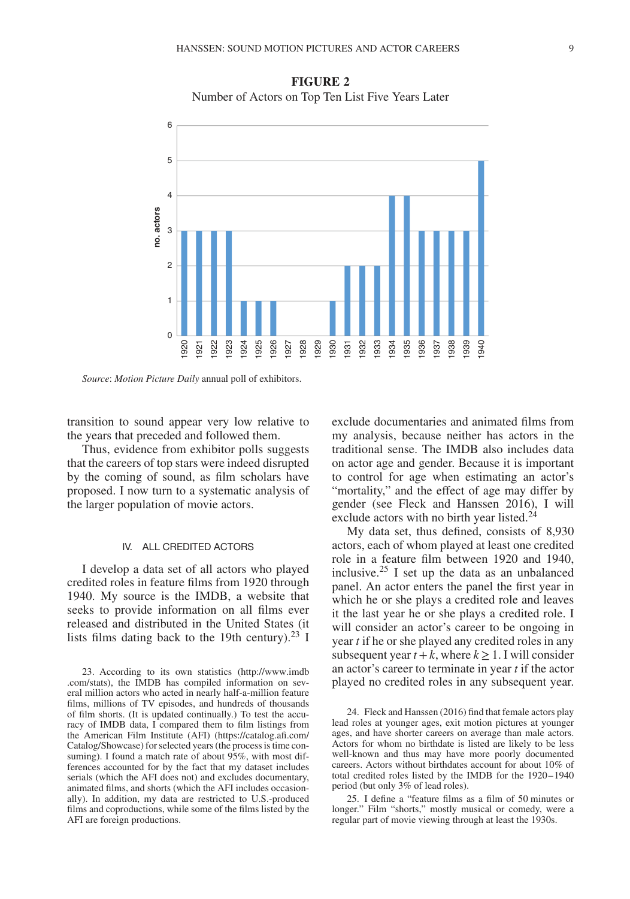**FIGURE 2**

Number of Actors on Top Ten List Five Years Later

| Year | no. actors |
|---|---|
| 1920 | 3 |
| 1921 | 3 |
| 1922 | 3 |
| 1923 | 3 |
| 1924 | 1 |
| 1925 | 1 |
| 1926 | 1 |
| 1927 | 0 |
| 1928 | 0 |
| 1929 | 0 |
| 1930 | 1 |
| 1931 | 2 |
| 1932 | 2 |
| 1933 | 2 |
| 1934 | 4 |
| 1935 | 4 |
| 1936 | 3 |
| 1937 | 3 |
| 1938 | 3 |
| 1939 | 3 |
| 1940 | 5 |

*Source*: *Motion Picture Daily* annual poll of exhibitors.

transition to sound appear very low relative to the years that preceded and followed them.

Thus, evidence from exhibitor polls suggests that the careers of top stars were indeed disrupted by the coming of sound, as film scholars have proposed. I now turn to a systematic analysis of the larger population of movie actors.

## IV. ALL CREDITED ACTORS

I develop a data set of all actors who played credited roles in feature films from 1920 through 1940. My source is the IMDB, a website that seeks to provide information on all films ever released and distributed in the United States (it lists films dating back to the 19th century).[23] I exclude documentaries and animated films from my analysis, because neither has actors in the traditional sense. The IMDB also includes data on actor age and gender. Because it is important to control for age when estimating an actor's "mortality," and the effect of age may differ by gender (see Fleck and Hanssen 2016), I will exclude actors with no birth year listed.[24]

My data set, thus defined, consists of 8,930 actors, each of whom played at least one credited role in a feature film between 1920 and 1940, inclusive.[25] I set up the data as an unbalanced panel. An actor enters the panel the first year in which he or she plays a credited role and leaves it the last year he or she plays a credited role. I will consider an actor's career to be ongoing in year $t$ if he or she played any credited roles in any subsequent year $t+k$, where $k \geq 1$. I will consider an actor's career to terminate in year $t$ if the actor played no credited roles in any subsequent year.

23. According to its own statistics (http://www.imdb.com/stats), the IMDB has compiled information on several million actors who acted in nearly half-a-million feature films, millions of TV episodes, and hundreds of thousands of film shorts. (It is updated continually.) To test the accuracy of IMDB data, I compared them to film listings from the American Film Institute (AFI) (https://catalog.afi.com/Catalog/Showcase) for selected years (the process is time consuming). I found a match rate of about 95%, with most differences accounted for by the fact that my dataset includes serials (which the AFI does not) and excludes documentary, animated films, and shorts (which the AFI includes occasionally). In addition, my data are restricted to U.S.-produced films and coproductions, while some of the films listed by the AFI are foreign productions.

24. Fleck and Hanssen (2016) find that female actors play lead roles at younger ages, exit motion pictures at younger ages, and have shorter careers on average than male actors. Actors for whom no birthdate is listed are likely to be less well-known and thus may have more poorly documented careers. Actors without birthdates account for about 10% of total credited roles listed by the IMDB for the 1920–1940 period (but only 3% of lead roles).

25. I define a "feature films as a film of 50 minutes or longer." Film "shorts," mostly musical or comedy, were a regular part of movie viewing through at least the 1930s.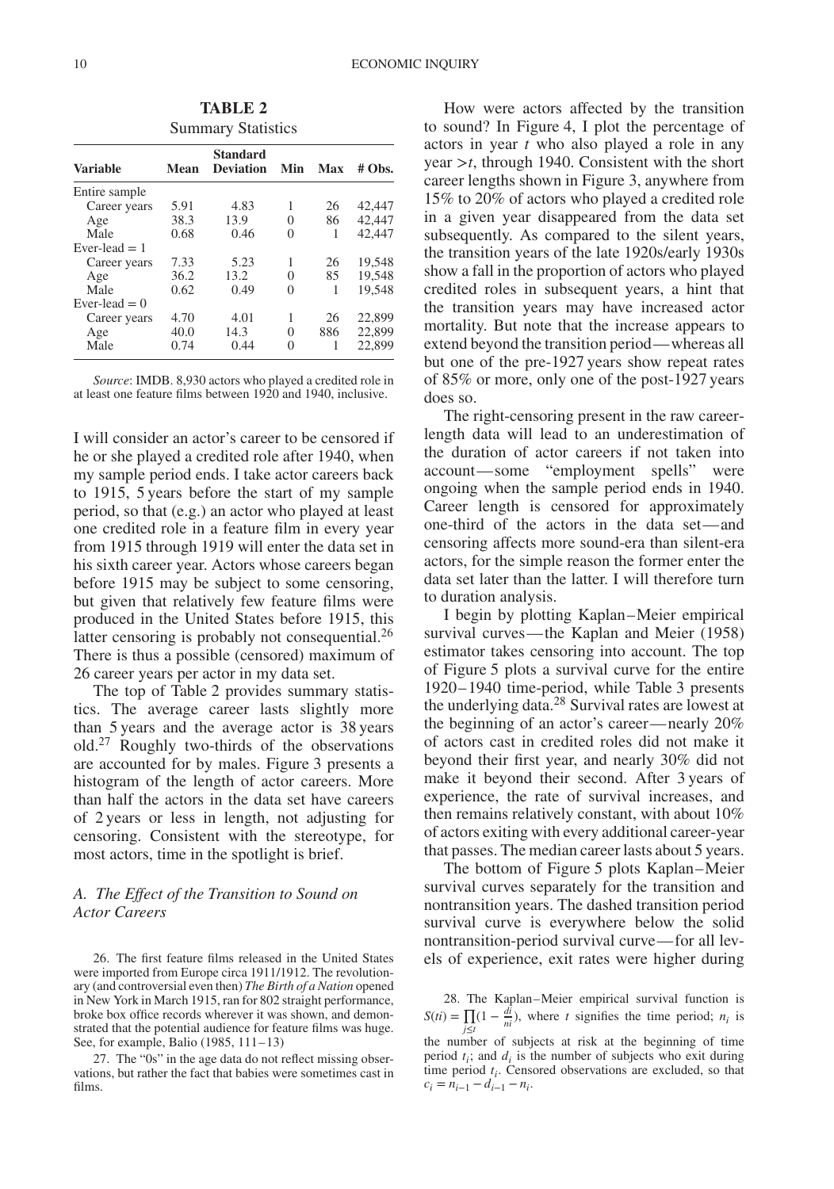**TABLE 2**
Summary Statistics

| Variable | Mean | Standard Deviation | Min | Max | # Obs. |
|---|---|---|---|---|---|
| Entire sample | | | | | |
| Career years | 5.91 | 4.83 | 1 | 26 | 42,447 |
| Age | 38.3 | 13.9 | 0 | 86 | 42,447 |
| Male | 0.68 | 0.46 | 0 | 1 | 42,447 |
| Ever-lead = 1 | | | | | |
| Career years | 7.33 | 5.23 | 1 | 26 | 19,548 |
| Age | 36.2 | 13.2 | 0 | 85 | 19,548 |
| Male | 0.62 | 0.49 | 0 | 1 | 19,548 |
| Ever-lead = 0 | | | | | |
| Career years | 4.70 | 4.01 | 1 | 26 | 22,899 |
| Age | 40.0 | 14.3 | 0 | 886 | 22,899 |
| Male | 0.74 | 0.44 | 0 | 1 | 22,899 |

*Source*: IMDB. 8,930 actors who played a credited role in at least one feature films between 1920 and 1940, inclusive.

I will consider an actor's career to be censored if he or she played a credited role after 1940, when my sample period ends. I take actor careers back to 1915, 5 years before the start of my sample period, so that (e.g.) an actor who played at least one credited role in a feature film in every year from 1915 through 1919 will enter the data set in his sixth career year. Actors whose careers began before 1915 may be subject to some censoring, but given that relatively few feature films were produced in the United States before 1915, this latter censoring is probably not consequential.[26] There is thus a possible (censored) maximum of 26 career years per actor in my data set.

The top of Table 2 provides summary statistics. The average career lasts slightly more than 5 years and the average actor is 38 years old.[27] Roughly two-thirds of the observations are accounted for by males. Figure 3 presents a histogram of the length of actor careers. More than half the actors in the data set have careers of 2 years or less in length, not adjusting for censoring. Consistent with the stereotype, for most actors, time in the spotlight is brief.

### A. *The Effect of the Transition to Sound on Actor Careers*

How were actors affected by the transition to sound? In Figure 4, I plot the percentage of actors in year $t$ who also played a role in any year $>t$, through 1940. Consistent with the short career lengths shown in Figure 3, anywhere from 15% to 20% of actors who played a credited role in a given year disappeared from the data set subsequently. As compared to the silent years, the transition years of the late 1920s/early 1930s show a fall in the proportion of actors who played credited roles in subsequent years, a hint that the transition years may have increased actor mortality. But note that the increase appears to extend beyond the transition period—whereas all but one of the pre-1927 years show repeat rates of 85% or more, only one of the post-1927 years does so.

The right-censoring present in the raw career-length data will lead to an underestimation of the duration of actor careers if not taken into account—some "employment spells" were ongoing when the sample period ends in 1940. Career length is censored for approximately one-third of the actors in the data set—and censoring affects more sound-era than silent-era actors, for the simple reason the former enter the data set later than the latter. I will therefore turn to duration analysis.

I begin by plotting Kaplan–Meier empirical survival curves—the Kaplan and Meier (1958) estimator takes censoring into account. The top of Figure 5 plots a survival curve for the entire 1920–1940 time-period, while Table 3 presents the underlying data.[28] Survival rates are lowest at the beginning of an actor's career—nearly 20% of actors cast in credited roles did not make it beyond their first year, and nearly 30% did not make it beyond their second. After 3 years of experience, the rate of survival increases, and then remains relatively constant, with about 10% of actors exiting with every additional career-year that passes. The median career lasts about 5 years.

The bottom of Figure 5 plots Kaplan–Meier survival curves separately for the transition and nontransition years. The dashed transition period survival curve is everywhere below the solid nontransition-period survival curve—for all levels of experience, exit rates were higher during

26. The first feature films released in the United States were imported from Europe circa 1911/1912. The revolutionary (and controversial even then) *The Birth of a Nation* opened in New York in March 1915, ran for 802 straight performance, broke box office records wherever it was shown, and demonstrated that the potential audience for feature films was huge. See, for example, Balio (1985, 111–13)

27. The "0s" in the age data do not reflect missing observations, but rather the fact that babies were sometimes cast in films.

28. The Kaplan–Meier empirical survival function is $S(ti) = \prod_{j \le t}(1 - \frac{di}{ni})$, where $t$ signifies the time period; $n_i$ is the number of subjects at risk at the beginning of time period $t_i$; and $d_i$ is the number of subjects who exit during time period $t_i$. Censored observations are excluded, so that $c_i = n_{i-1} - d_{i-1} - n_i$.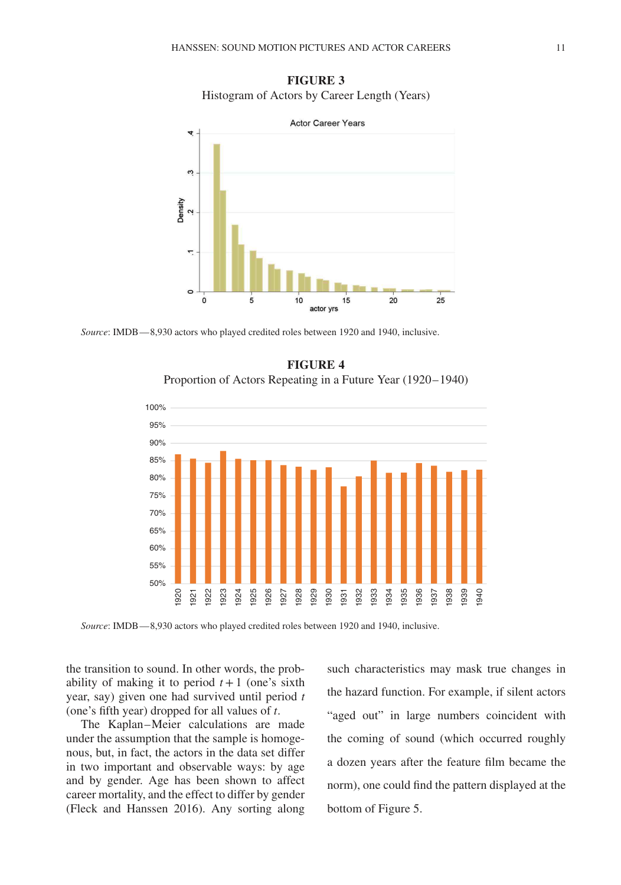**FIGURE 3**
Histogram of Actors by Career Length (Years)

*Source*: IMDB—8,930 actors who played credited roles between 1920 and 1940, inclusive.

**FIGURE 4**
Proportion of Actors Repeating in a Future Year (1920–1940)

*Source*: IMDB—8,930 actors who played credited roles between 1920 and 1940, inclusive.

the transition to sound. In other words, the probability of making it to period $t+1$ (one's sixth year, say) given one had survived until period $t$ (one's fifth year) dropped for all values of $t$.

The Kaplan–Meier calculations are made under the assumption that the sample is homogenous, but, in fact, the actors in the data set differ in two important and observable ways: by age and by gender. Age has been shown to affect career mortality, and the effect to differ by gender (Fleck and Hanssen 2016). Any sorting along such characteristics may mask true changes in the hazard function. For example, if silent actors "aged out" in large numbers coincident with the coming of sound (which occurred roughly a dozen years after the feature film became the norm), one could find the pattern displayed at the bottom of Figure 5.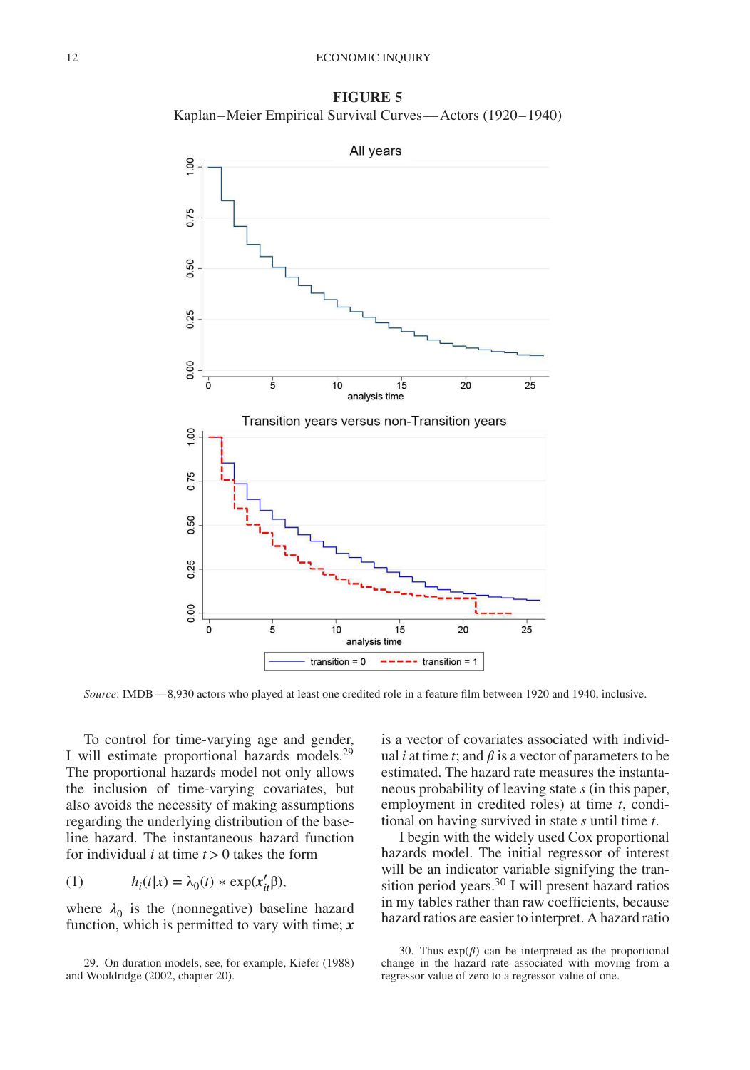**FIGURE 5**

Kaplan–Meier Empirical Survival Curves—Actors (1920–1940)

*Source*: IMDB—8,930 actors who played at least one credited role in a feature film between 1920 and 1940, inclusive.

To control for time-varying age and gender, I will estimate proportional hazards models.[29] The proportional hazards model not only allows the inclusion of time-varying covariates, but also avoids the necessity of making assumptions regarding the underlying distribution of the baseline hazard. The instantaneous hazard function for individual $i$ at time $t > 0$ takes the form

$$h_i(t|x) = \lambda_0(t) * \exp(\boldsymbol{x}'_{it}\beta), \tag{1}$$

where $\lambda_0$ is the (nonnegative) baseline hazard function, which is permitted to vary with time; $\boldsymbol{x}$ is a vector of covariates associated with individual $i$ at time $t$; and $\beta$ is a vector of parameters to be estimated. The hazard rate measures the instantaneous probability of leaving state $s$ (in this paper, employment in credited roles) at time $t$, conditional on having survived in state $s$ until time $t$.

I begin with the widely used Cox proportional hazards model. The initial regressor of interest will be an indicator variable signifying the transition period years.[30] I will present hazard ratios in my tables rather than raw coefficients, because hazard ratios are easier to interpret. A hazard ratio

29. On duration models, see, for example, Kiefer (1988) and Wooldridge (2002, chapter 20).

30. Thus $\exp(\beta)$ can be interpreted as the proportional change in the hazard rate associated with moving from a regressor value of zero to a regressor value of one.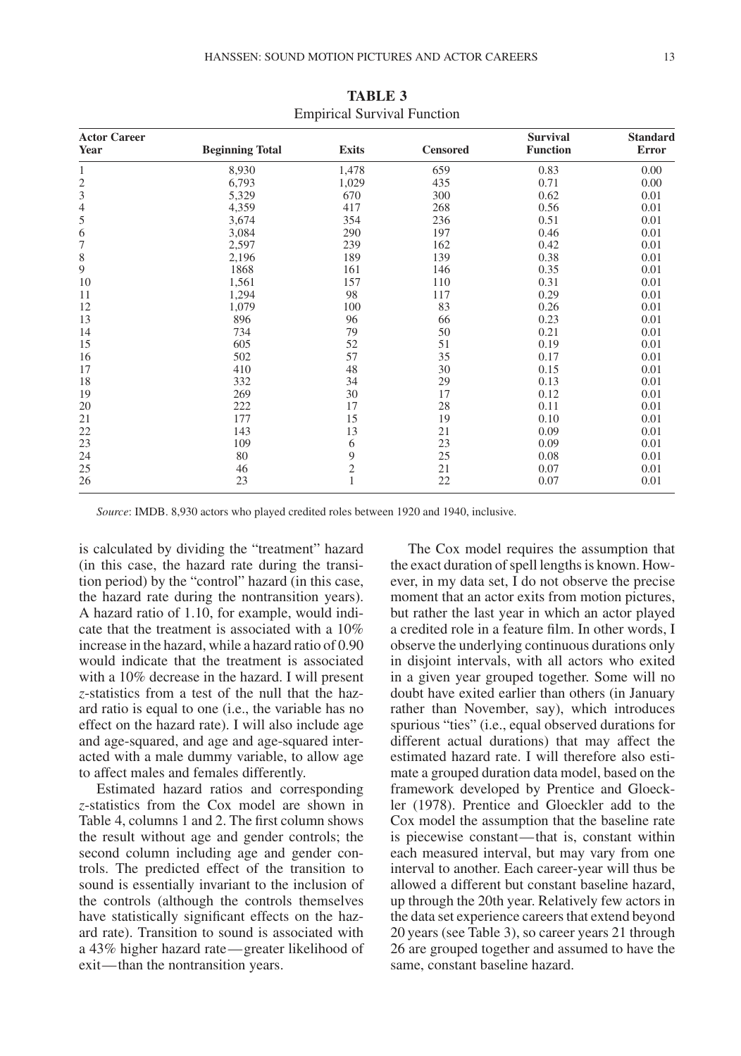**TABLE 3**
Empirical Survival Function

| Actor Career Year | Beginning Total | Exits | Censored | Survival Function | Standard Error |
|---|---|---|---|---|---|
| 1 | 8,930 | 1,478 | 659 | 0.83 | 0.00 |
| 2 | 6,793 | 1,029 | 435 | 0.71 | 0.00 |
| 3 | 5,329 | 670 | 300 | 0.62 | 0.01 |
| 4 | 4,359 | 417 | 268 | 0.56 | 0.01 |
| 5 | 3,674 | 354 | 236 | 0.51 | 0.01 |
| 6 | 3,084 | 290 | 197 | 0.46 | 0.01 |
| 7 | 2,597 | 239 | 162 | 0.42 | 0.01 |
| 8 | 2,196 | 189 | 139 | 0.38 | 0.01 |
| 9 | 1868 | 161 | 146 | 0.35 | 0.01 |
| 10 | 1,561 | 157 | 110 | 0.31 | 0.01 |
| 11 | 1,294 | 98 | 117 | 0.29 | 0.01 |
| 12 | 1,079 | 100 | 83 | 0.26 | 0.01 |
| 13 | 896 | 96 | 66 | 0.23 | 0.01 |
| 14 | 734 | 79 | 50 | 0.21 | 0.01 |
| 15 | 605 | 52 | 51 | 0.19 | 0.01 |
| 16 | 502 | 57 | 35 | 0.17 | 0.01 |
| 17 | 410 | 48 | 30 | 0.15 | 0.01 |
| 18 | 332 | 34 | 29 | 0.13 | 0.01 |
| 19 | 269 | 30 | 17 | 0.12 | 0.01 |
| 20 | 222 | 17 | 28 | 0.11 | 0.01 |
| 21 | 177 | 15 | 19 | 0.10 | 0.01 |
| 22 | 143 | 13 | 21 | 0.09 | 0.01 |
| 23 | 109 | 6 | 23 | 0.09 | 0.01 |
| 24 | 80 | 9 | 25 | 0.08 | 0.01 |
| 25 | 46 | 2 | 21 | 0.07 | 0.01 |
| 26 | 23 | 1 | 22 | 0.07 | 0.01 |

*Source*: IMDB. 8,930 actors who played credited roles between 1920 and 1940, inclusive.

is calculated by dividing the "treatment" hazard (in this case, the hazard rate during the transition period) by the "control" hazard (in this case, the hazard rate during the nontransition years). A hazard ratio of 1.10, for example, would indicate that the treatment is associated with a 10% increase in the hazard, while a hazard ratio of 0.90 would indicate that the treatment is associated with a 10% decrease in the hazard. I will present $z$-statistics from a test of the null that the hazard ratio is equal to one (i.e., the variable has no effect on the hazard rate). I will also include age and age-squared, and age and age-squared interacted with a male dummy variable, to allow age to affect males and females differently.

Estimated hazard ratios and corresponding $z$-statistics from the Cox model are shown in Table 4, columns 1 and 2. The first column shows the result without age and gender controls; the second column including age and gender controls. The predicted effect of the transition to sound is essentially invariant to the inclusion of the controls (although the controls themselves have statistically significant effects on the hazard rate). Transition to sound is associated with a 43% higher hazard rate—greater likelihood of exit—than the nontransition years.

The Cox model requires the assumption that the exact duration of spell lengths is known. However, in my data set, I do not observe the precise moment that an actor exits from motion pictures, but rather the last year in which an actor played a credited role in a feature film. In other words, I observe the underlying continuous durations only in disjoint intervals, with all actors who exited in a given year grouped together. Some will no doubt have exited earlier than others (in January rather than November, say), which introduces spurious "ties" (i.e., equal observed durations for different actual durations) that may affect the estimated hazard rate. I will therefore also estimate a grouped duration data model, based on the framework developed by Prentice and Gloeckler (1978). Prentice and Gloeckler add to the Cox model the assumption that the baseline rate is piecewise constant—that is, constant within each measured interval, but may vary from one interval to another. Each career-year will thus be allowed a different but constant baseline hazard, up through the 20th year. Relatively few actors in the data set experience careers that extend beyond 20 years (see Table 3), so career years 21 through 26 are grouped together and assumed to have the same, constant baseline hazard.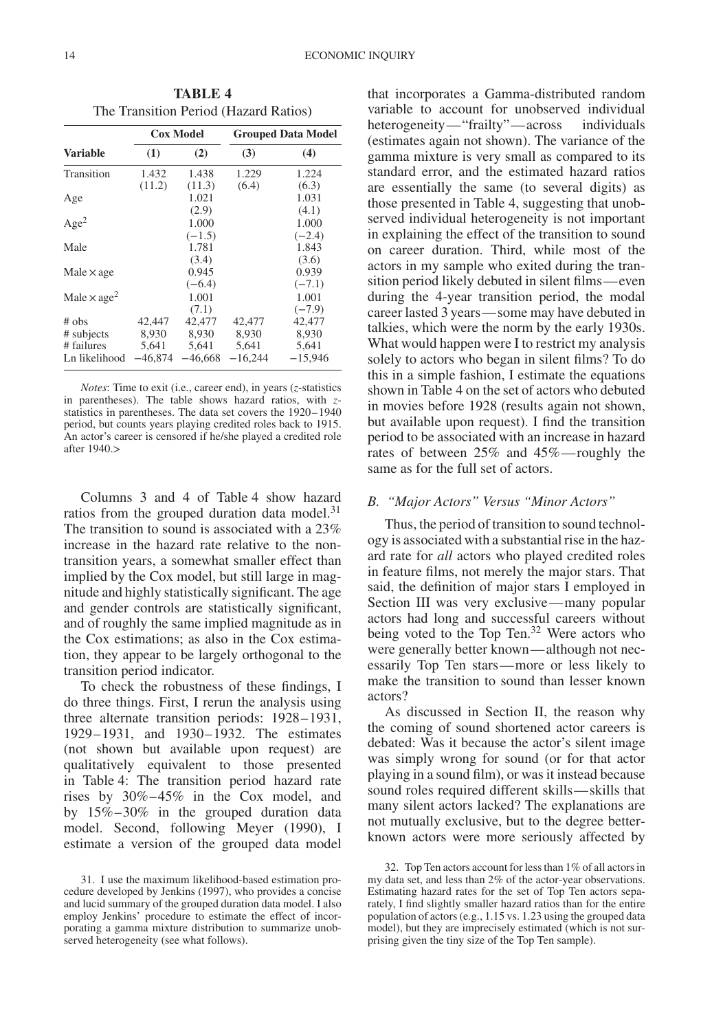**TABLE 4**
The Transition Period (Hazard Ratios)

| | Cox Model | | Grouped Data Model | |
|---|---|---|---|---|
| **Variable** | **(1)** | **(2)** | **(3)** | **(4)** |
| Transition | 1.432 | 1.438 | 1.229 | 1.224 |
| | (11.2) | (11.3) | (6.4) | (6.3) |
| Age | | 1.021 | | 1.031 |
| | | (2.9) | | (4.1) |
| Age$^2$ | | 1.000 | | 1.000 |
| | | (−1.5) | | (−2.4) |
| Male | | 1.781 | | 1.843 |
| | | (3.4) | | (3.6) |
| Male × age | | 0.945 | | 0.939 |
| | | (−6.4) | | (−7.1) |
| Male × age$^2$ | | 1.001 | | 1.001 |
| | | (7.1) | | (−7.9) |
| # obs | 42,447 | 42,477 | 42,477 | 42,477 |
| # subjects | 8,930 | 8,930 | 8,930 | 8,930 |
| # failures | 5,641 | 5,641 | 5,641 | 5,641 |
| Ln likelihood | −46,874 | −46,668 | −16,244 | −15,946 |

*Notes*: Time to exit (i.e., career end), in years ($z$-statistics in parentheses). The table shows hazard ratios, with $z$-statistics in parentheses. The data set covers the 1920–1940 period, but counts years playing credited roles back to 1915. An actor's career is censored if he/she played a credited role after 1940.>

Columns 3 and 4 of Table 4 show hazard ratios from the grouped duration data model.[31] The transition to sound is associated with a 23% increase in the hazard rate relative to the non-transition years, a somewhat smaller effect than implied by the Cox model, but still large in magnitude and highly statistically significant. The age and gender controls are statistically significant, and of roughly the same implied magnitude as in the Cox estimations; as also in the Cox estimation, they appear to be largely orthogonal to the transition period indicator.

To check the robustness of these findings, I do three things. First, I rerun the analysis using three alternate transition periods: 1928–1931, 1929–1931, and 1930–1932. The estimates (not shown but available upon request) are qualitatively equivalent to those presented in Table 4: The transition period hazard rate rises by 30%–45% in the Cox model, and by 15%–30% in the grouped duration data model. Second, following Meyer (1990), I estimate a version of the grouped data model that incorporates a Gamma-distributed random variable to account for unobserved individual heterogeneity—"frailty"—across individuals (estimates again not shown). The variance of the gamma mixture is very small as compared to its standard error, and the estimated hazard ratios are essentially the same (to several digits) as those presented in Table 4, suggesting that unobserved individual heterogeneity is not important in explaining the effect of the transition to sound on career duration. Third, while most of the actors in my sample who exited during the transition period likely debuted in silent films—even during the 4-year transition period, the modal career lasted 3 years—some may have debuted in talkies, which were the norm by the early 1930s. What would happen were I to restrict my analysis solely to actors who began in silent films? To do this in a simple fashion, I estimate the equations shown in Table 4 on the set of actors who debuted in movies before 1928 (results again not shown, but available upon request). I find the transition period to be associated with an increase in hazard rates of between 25% and 45%—roughly the same as for the full set of actors.

### B. *"Major Actors" Versus "Minor Actors"*

Thus, the period of transition to sound technology is associated with a substantial rise in the hazard rate for *all* actors who played credited roles in feature films, not merely the major stars. That said, the definition of major stars I employed in Section III was very exclusive—many popular actors had long and successful careers without being voted to the Top Ten.[32] Were actors who were generally better known—although not necessarily Top Ten stars—more or less likely to make the transition to sound than lesser known actors?

As discussed in Section II, the reason why the coming of sound shortened actor careers is debated: Was it because the actor's silent image was simply wrong for sound (or for that actor playing in a sound film), or was it instead because sound roles required different skills—skills that many silent actors lacked? The explanations are not mutually exclusive, but to the degree better-known actors were more seriously affected by

31. I use the maximum likelihood-based estimation procedure developed by Jenkins (1997), who provides a concise and lucid summary of the grouped duration data model. I also employ Jenkins' procedure to estimate the effect of incorporating a gamma mixture distribution to summarize unobserved heterogeneity (see what follows).

32. Top Ten actors account for less than 1% of all actors in my data set, and less than 2% of the actor-year observations. Estimating hazard rates for the set of Top Ten actors separately, I find slightly smaller hazard ratios than for the entire population of actors (e.g., 1.15 vs. 1.23 using the grouped data model), but they are imprecisely estimated (which is not surprising given the tiny size of the Top Ten sample).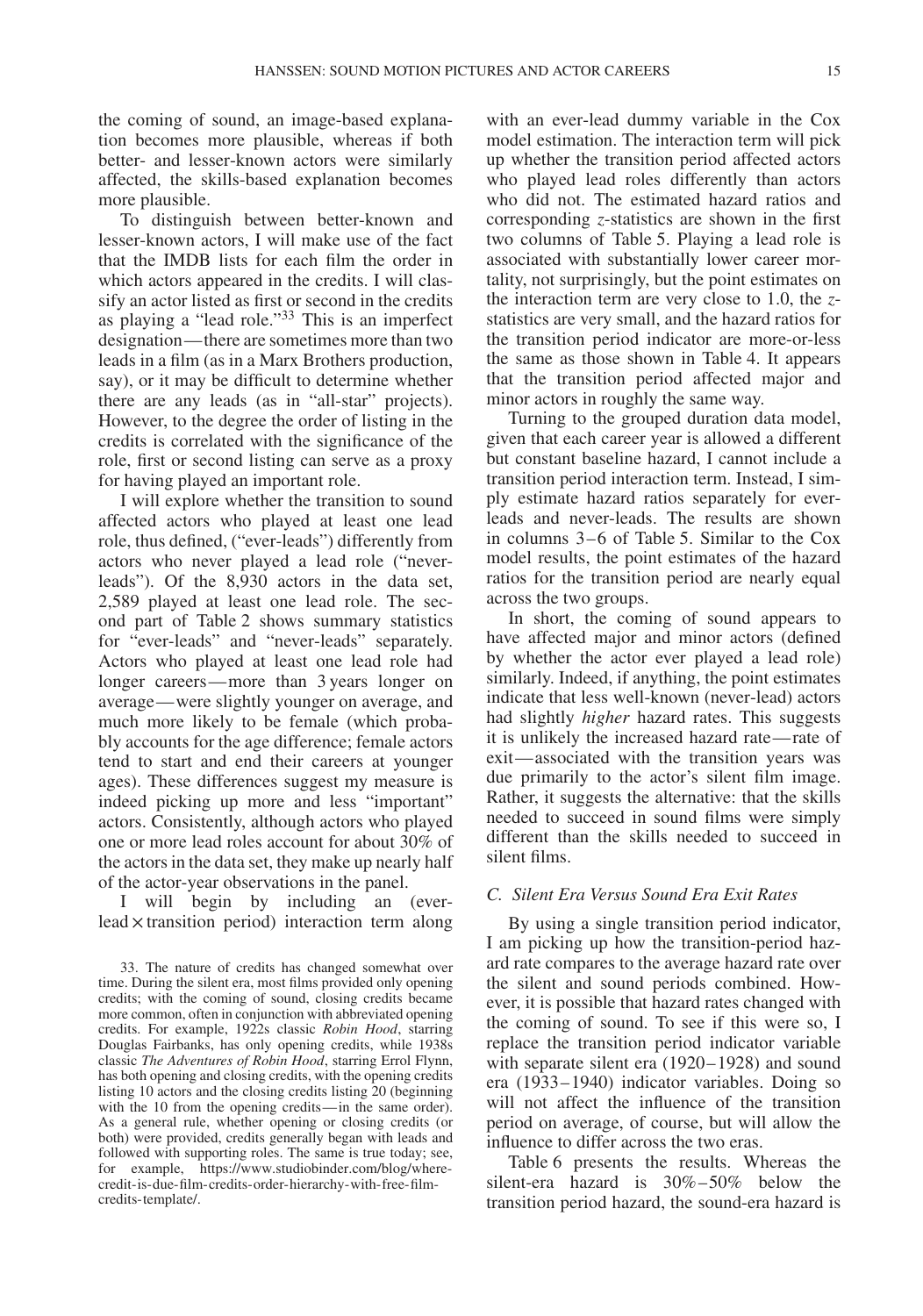the coming of sound, an image-based explanation becomes more plausible, whereas if both better- and lesser-known actors were similarly affected, the skills-based explanation becomes more plausible.

To distinguish between better-known and lesser-known actors, I will make use of the fact that the IMDB lists for each film the order in which actors appeared in the credits. I will classify an actor listed as first or second in the credits as playing a "lead role."[33] This is an imperfect designation—there are sometimes more than two leads in a film (as in a Marx Brothers production, say), or it may be difficult to determine whether there are any leads (as in "all-star" projects). However, to the degree the order of listing in the credits is correlated with the significance of the role, first or second listing can serve as a proxy for having played an important role.

I will explore whether the transition to sound affected actors who played at least one lead role, thus defined, ("ever-leads") differently from actors who never played a lead role ("never-leads"). Of the 8,930 actors in the data set, 2,589 played at least one lead role. The second part of Table 2 shows summary statistics for "ever-leads" and "never-leads" separately. Actors who played at least one lead role had longer careers—more than 3 years longer on average—were slightly younger on average, and much more likely to be female (which probably accounts for the age difference; female actors tend to start and end their careers at younger ages). These differences suggest my measure is indeed picking up more and less "important" actors. Consistently, although actors who played one or more lead roles account for about 30% of the actors in the data set, they make up nearly half of the actor-year observations in the panel.

I will begin by including an (ever-lead × transition period) interaction term along with an ever-lead dummy variable in the Cox model estimation. The interaction term will pick up whether the transition period affected actors who played lead roles differently than actors who did not. The estimated hazard ratios and corresponding *z*-statistics are shown in the first two columns of Table 5. Playing a lead role is associated with substantially lower career mortality, not surprisingly, but the point estimates on the interaction term are very close to 1.0, the *z*-statistics are very small, and the hazard ratios for the transition period indicator are more-or-less the same as those shown in Table 4. It appears that the transition period affected major and minor actors in roughly the same way.

Turning to the grouped duration data model, given that each career year is allowed a different but constant baseline hazard, I cannot include a transition period interaction term. Instead, I simply estimate hazard ratios separately for ever-leads and never-leads. The results are shown in columns 3–6 of Table 5. Similar to the Cox model results, the point estimates of the hazard ratios for the transition period are nearly equal across the two groups.

In short, the coming of sound appears to have affected major and minor actors (defined by whether the actor ever played a lead role) similarly. Indeed, if anything, the point estimates indicate that less well-known (never-lead) actors had slightly *higher* hazard rates. This suggests it is unlikely the increased hazard rate—rate of exit—associated with the transition years was due primarily to the actor's silent film image. Rather, it suggests the alternative: that the skills needed to succeed in sound films were simply different than the skills needed to succeed in silent films.

### C. Silent Era Versus Sound Era Exit Rates

By using a single transition period indicator, I am picking up how the transition-period hazard rate compares to the average hazard rate over the silent and sound periods combined. However, it is possible that hazard rates changed with the coming of sound. To see if this were so, I replace the transition period indicator variable with separate silent era (1920–1928) and sound era (1933–1940) indicator variables. Doing so will not affect the influence of the transition period on average, of course, but will allow the influence to differ across the two eras.

Table 6 presents the results. Whereas the silent-era hazard is 30%–50% below the transition period hazard, the sound-era hazard is

33. The nature of credits has changed somewhat over time. During the silent era, most films provided only opening credits; with the coming of sound, closing credits became more common, often in conjunction with abbreviated opening credits. For example, 1922s classic *Robin Hood*, starring Douglas Fairbanks, has only opening credits, while 1938s classic *The Adventures of Robin Hood*, starring Errol Flynn, has both opening and closing credits, with the opening credits listing 10 actors and the closing credits listing 20 (beginning with the 10 from the opening credits—in the same order). As a general rule, whether opening or closing credits (or both) were provided, credits generally began with leads and followed with supporting roles. The same is true today; see, for example, https://www.studiobinder.com/blog/where-credit-is-due-film-credits-order-hierarchy-with-free-film-credits-template/.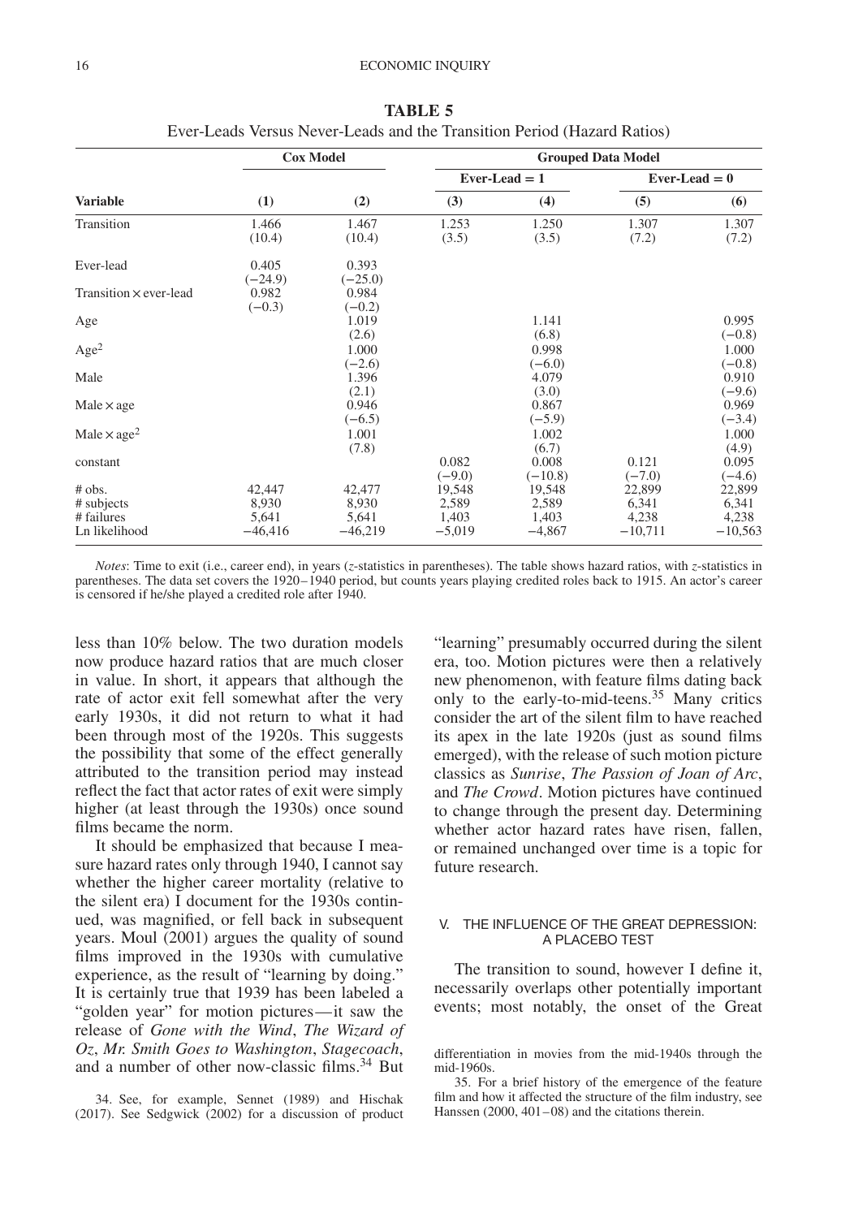**TABLE 5**
Ever-Leads Versus Never-Leads and the Transition Period (Hazard Ratios)

| | Cox Model | | Grouped Data Model | | | |
|---|---|---|---|---|---|---|
| | | | Ever-Lead = 1 | | Ever-Lead = 0 | |
| **Variable** | **(1)** | **(2)** | **(3)** | **(4)** | **(5)** | **(6)** |
| Transition | 1.466 (10.4) | 1.467 (10.4) | 1.253 (3.5) | 1.250 (3.5) | 1.307 (7.2) | 1.307 (7.2) |
| Ever-lead | 0.405 (−24.9) | 0.393 (−25.0) | | | | |
| Transition × ever-lead | 0.982 (−0.3) | 0.984 (−0.2) | | | | |
| Age | | 1.019 (2.6) | | 1.141 (6.8) | | 0.995 (−0.8) |
| Age$^2$ | | 1.000 (−2.6) | | 0.998 (−6.0) | | 1.000 (−0.8) |
| Male | | 1.396 (2.1) | | 4.079 (3.0) | | 0.910 (−9.6) |
| Male × age | | 0.946 (−6.5) | | 0.867 (−5.9) | | 0.969 (−3.4) |
| Male × age$^2$ | | 1.001 (7.8) | | 1.002 (6.7) | | 1.000 (4.9) |
| constant | | | 0.082 (−9.0) | 0.008 (−10.8) | 0.121 (−7.0) | 0.095 (−4.6) |
| # obs. | 42,447 | 42,477 | 19,548 | 19,548 | 22,899 | 22,899 |
| # subjects | 8,930 | 8,930 | 2,589 | 2,589 | 6,341 | 6,341 |
| # failures | 5,641 | 5,641 | 1,403 | 1,403 | 4,238 | 4,238 |
| Ln likelihood | −46,416 | −46,219 | −5,019 | −4,867 | −10,711 | −10,563 |

*Notes*: Time to exit (i.e., career end), in years (*z*-statistics in parentheses). The table shows hazard ratios, with *z*-statistics in parentheses. The data set covers the 1920–1940 period, but counts years playing credited roles back to 1915. An actor's career is censored if he/she played a credited role after 1940.

less than 10% below. The two duration models now produce hazard ratios that are much closer in value. In short, it appears that although the rate of actor exit fell somewhat after the very early 1930s, it did not return to what it had been through most of the 1920s. This suggests the possibility that some of the effect generally attributed to the transition period may instead reflect the fact that actor rates of exit were simply higher (at least through the 1930s) once sound films became the norm.

It should be emphasized that because I measure hazard rates only through 1940, I cannot say whether the higher career mortality (relative to the silent era) I document for the 1930s continued, was magnified, or fell back in subsequent years. Moul (2001) argues the quality of sound films improved in the 1930s with cumulative experience, as the result of "learning by doing." It is certainly true that 1939 has been labeled a "golden year" for motion pictures—it saw the release of *Gone with the Wind*, *The Wizard of Oz*, *Mr. Smith Goes to Washington*, *Stagecoach*, and a number of other now-classic films.[34] But "learning" presumably occurred during the silent era, too. Motion pictures were then a relatively new phenomenon, with feature films dating back only to the early-to-mid-teens.[35] Many critics consider the art of the silent film to have reached its apex in the late 1920s (just as sound films emerged), with the release of such motion picture classics as *Sunrise*, *The Passion of Joan of Arc*, and *The Crowd*. Motion pictures have continued to change through the present day. Determining whether actor hazard rates have risen, fallen, or remained unchanged over time is a topic for future research.

## V. THE INFLUENCE OF THE GREAT DEPRESSION: A PLACEBO TEST

The transition to sound, however I define it, necessarily overlaps other potentially important events; most notably, the onset of the Great

34. See, for example, Sennet (1989) and Hischak (2017). See Sedgwick (2002) for a discussion of product differentiation in movies from the mid-1940s through the mid-1960s.

35. For a brief history of the emergence of the feature film and how it affected the structure of the film industry, see Hanssen (2000, 401–08) and the citations therein.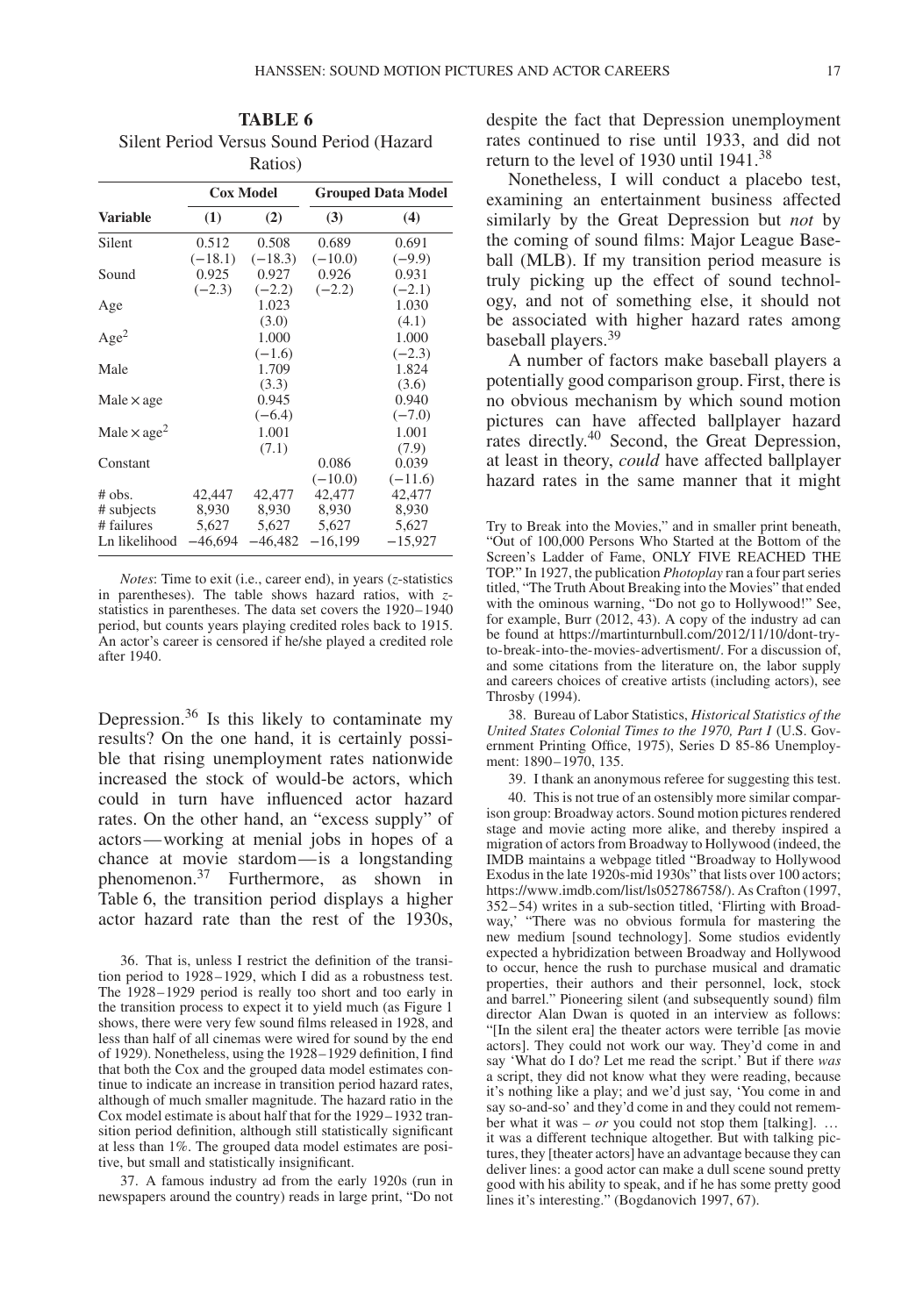**TABLE 6**
Silent Period Versus Sound Period (Hazard Ratios)

| | Cox Model | | Grouped Data Model | |
|---|---|---|---|---|
| **Variable** | **(1)** | **(2)** | **(3)** | **(4)** |
| Silent | 0.512 | 0.508 | 0.689 | 0.691 |
| | (−18.1) | (−18.3) | (−10.0) | (−9.9) |
| Sound | 0.925 | 0.927 | 0.926 | 0.931 |
| | (−2.3) | (−2.2) | (−2.2) | (−2.1) |
| Age | | 1.023 | | 1.030 |
| | | (3.0) | | (4.1) |
| $\text{Age}^2$ | | 1.000 | | 1.000 |
| | | (−1.6) | | (−2.3) |
| Male | | 1.709 | | 1.824 |
| | | (3.3) | | (3.6) |
| Male × age | | 0.945 | | 0.940 |
| | | (−6.4) | | (−7.0) |
| Male × $\text{age}^2$ | | 1.001 | | 1.001 |
| | | (7.1) | | (7.9) |
| Constant | | | 0.086 | 0.039 |
| | | | (−10.0) | (−11.6) |
| # obs. | 42,447 | 42,477 | 42,477 | 42,477 |
| # subjects | 8,930 | 8,930 | 8,930 | 8,930 |
| # failures | 5,627 | 5,627 | 5,627 | 5,627 |
| Ln likelihood | −46,694 | −46,482 | −16,199 | −15,927 |

*Notes*: Time to exit (i.e., career end), in years (*z*-statistics in parentheses). The table shows hazard ratios, with *z*-statistics in parentheses. The data set covers the 1920–1940 period, but counts years playing credited roles back to 1915. An actor's career is censored if he/she played a credited role after 1940.

Depression.[36] Is this likely to contaminate my results? On the one hand, it is certainly possible that rising unemployment rates nationwide increased the stock of would-be actors, which could in turn have influenced actor hazard rates. On the other hand, an "excess supply" of actors—working at menial jobs in hopes of a chance at movie stardom—is a longstanding phenomenon.[37] Furthermore, as shown in Table 6, the transition period displays a higher actor hazard rate than the rest of the 1930s, despite the fact that Depression unemployment rates continued to rise until 1933, and did not return to the level of 1930 until 1941.[38]

Nonetheless, I will conduct a placebo test, examining an entertainment business affected similarly by the Great Depression but *not* by the coming of sound films: Major League Baseball (MLB). If my transition period measure is truly picking up the effect of sound technology, and not of something else, it should not be associated with higher hazard rates among baseball players.[39]

A number of factors make baseball players a potentially good comparison group. First, there is no obvious mechanism by which sound motion pictures can have affected ballplayer hazard rates directly.[40] Second, the Great Depression, at least in theory, *could* have affected ballplayer hazard rates in the same manner that it might

36. That is, unless I restrict the definition of the transition period to 1928–1929, which I did as a robustness test. The 1928–1929 period is really too short and too early in the transition process to expect it to yield much (as Figure 1 shows, there were very few sound films released in 1928, and less than half of all cinemas were wired for sound by the end of 1929). Nonetheless, using the 1928–1929 definition, I find that both the Cox and the grouped data model estimates continue to indicate an increase in transition period hazard rates, although of much smaller magnitude. The hazard ratio in the Cox model estimate is about half that for the 1929–1932 transition period definition, although still statistically significant at less than 1%. The grouped data model estimates are positive, but small and statistically insignificant.

37. A famous industry ad from the early 1920s (run in newspapers around the country) reads in large print, "Do not Try to Break into the Movies," and in smaller print beneath, "Out of 100,000 Persons Who Started at the Bottom of the Screen's Ladder of Fame, ONLY FIVE REACHED THE TOP." In 1927, the publication *Photoplay* ran a four part series titled, "The Truth About Breaking into the Movies" that ended with the ominous warning, "Do not go to Hollywood!" See, for example, Burr (2012, 43). A copy of the industry ad can be found at https://martinturnbull.com/2012/11/10/dont-try-to-break-into-the-movies-advertisment/. For a discussion of, and some citations from the literature on, the labor supply and careers choices of creative artists (including actors), see Throsby (1994).

38. Bureau of Labor Statistics, *Historical Statistics of the United States Colonial Times to the 1970, Part I* (U.S. Government Printing Office, 1975), Series D 85-86 Unemployment: 1890–1970, 135.

39. I thank an anonymous referee for suggesting this test.

40. This is not true of an ostensibly more similar comparison group: Broadway actors. Sound motion pictures rendered stage and movie acting more alike, and thereby inspired a migration of actors from Broadway to Hollywood (indeed, the IMDB maintains a webpage titled "Broadway to Hollywood Exodus in the late 1920s-mid 1930s" that lists over 100 actors; https://www.imdb.com/list/ls052786758/). As Crafton (1997, 352–54) writes in a sub-section titled, 'Flirting with Broadway,' "There was no obvious formula for mastering the new medium [sound technology]. Some studios evidently expected a hybridization between Broadway and Hollywood to occur, hence the rush to purchase musical and dramatic properties, their authors and their personnel, lock, stock and barrel." Pioneering silent (and subsequently sound) film director Alan Dwan is quoted in an interview as follows: "[In the silent era] the theater actors were terrible [as movie actors]. They could not work our way. They'd come in and say 'What do I do? Let me read the script.' But if there *was* a script, they did not know what they were reading, because it's nothing like a play; and we'd just say, 'You come in and say so-and-so' and they'd come in and they could not remember what it was – *or* you could not stop them [talking]. … it was a different technique altogether. But with talking pictures, they [theater actors] have an advantage because they can deliver lines: a good actor can make a dull scene sound pretty good with his ability to speak, and if he has some pretty good lines it's interesting." (Bogdanovich 1997, 67).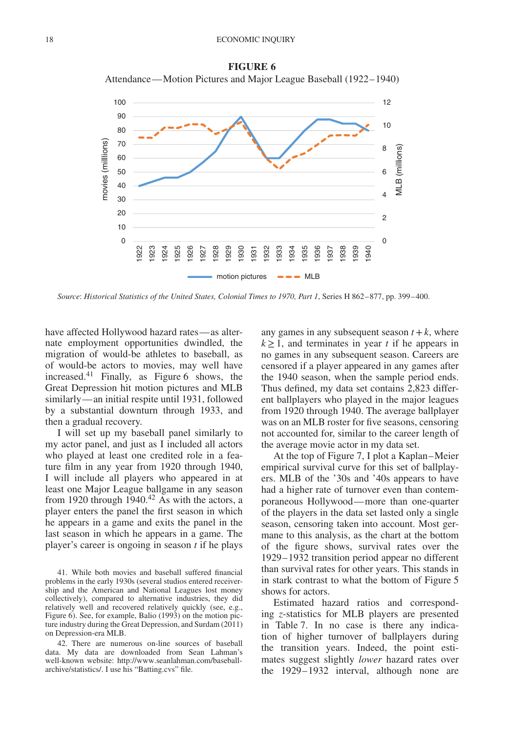**FIGURE 6**

Attendance—Motion Pictures and Major League Baseball (1922–1940)

*Source*: *Historical Statistics of the United States, Colonial Times to 1970, Part 1*, Series H 862–877, pp. 399–400.

have affected Hollywood hazard rates—as alternate employment opportunities dwindled, the migration of would-be athletes to baseball, as of would-be actors to movies, may well have increased.[41] Finally, as Figure 6 shows, the Great Depression hit motion pictures and MLB similarly—an initial respite until 1931, followed by a substantial downturn through 1933, and then a gradual recovery.

I will set up my baseball panel similarly to my actor panel, and just as I included all actors who played at least one credited role in a feature film in any year from 1920 through 1940, I will include all players who appeared in at least one Major League ballgame in any season from 1920 through 1940.[42] As with the actors, a player enters the panel the first season in which he appears in a game and exits the panel in the last season in which he appears in a game. The player's career is ongoing in season $t$ if he plays any games in any subsequent season $t+k$, where $k \geq 1$, and terminates in year $t$ if he appears in no games in any subsequent season. Careers are censored if a player appeared in any games after the 1940 season, when the sample period ends. Thus defined, my data set contains 2,823 different ballplayers who played in the major leagues from 1920 through 1940. The average ballplayer was on an MLB roster for five seasons, censoring not accounted for, similar to the career length of the average movie actor in my data set.

At the top of Figure 7, I plot a Kaplan–Meier empirical survival curve for this set of ballplayers. MLB of the '30s and '40s appears to have had a higher rate of turnover even than contemporaneous Hollywood—more than one-quarter of the players in the data set lasted only a single season, censoring taken into account. Most germane to this analysis, as the chart at the bottom of the figure shows, survival rates over the 1929–1932 transition period appear no different than survival rates for other years. This stands in in stark contrast to what the bottom of Figure 5 shows for actors.

Estimated hazard ratios and corresponding $z$-statistics for MLB players are presented in Table 7. In no case is there any indication of higher turnover of ballplayers during the transition years. Indeed, the point estimates suggest slightly *lower* hazard rates over the 1929–1932 interval, although none are

41. While both movies and baseball suffered financial problems in the early 1930s (several studios entered receivership and the American and National Leagues lost money collectively), compared to alternative industries, they did relatively well and recovered relatively quickly (see, e.g., Figure 6). See, for example, Balio (1993) on the motion picture industry during the Great Depression, and Surdam (2011) on Depression-era MLB.

42. There are numerous on-line sources of baseball data. My data are downloaded from Sean Lahman's well-known website: http://www.seanlahman.com/baseball-archive/statistics/. I use his "Batting.cvs" file.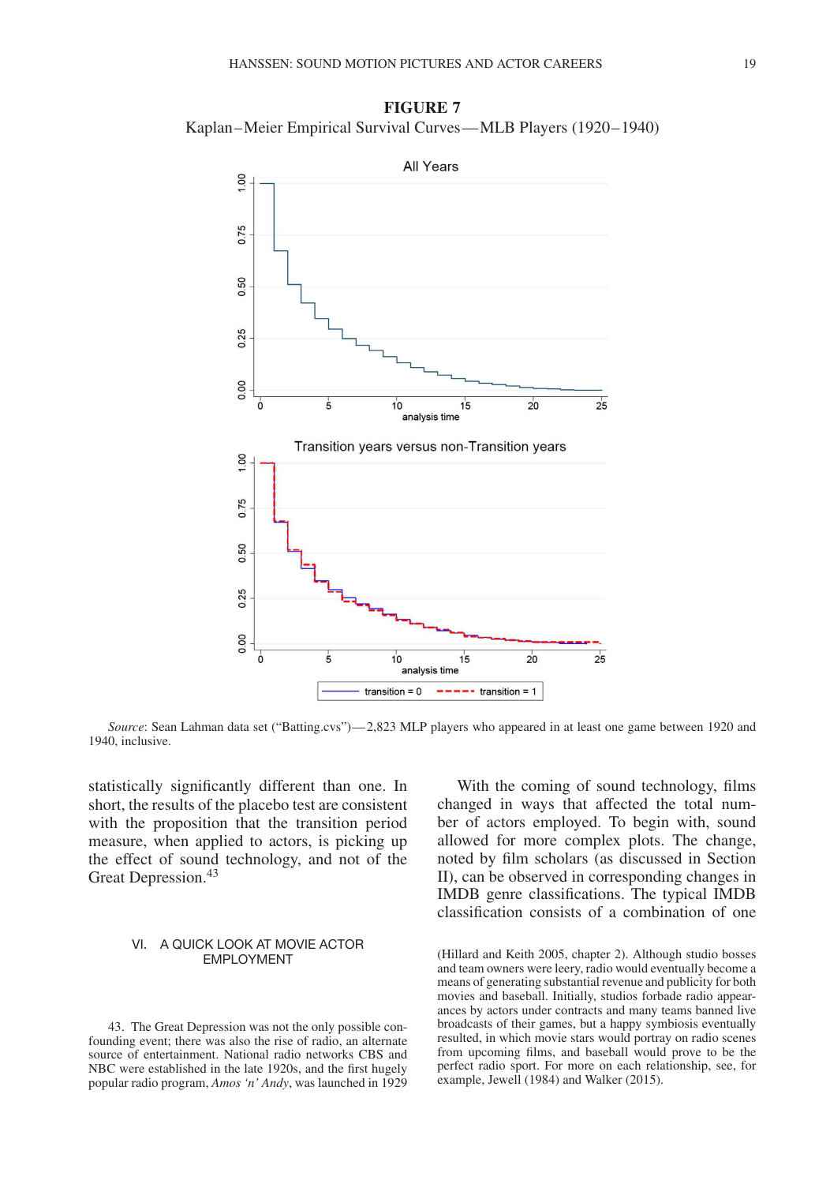**FIGURE 7**

Kaplan–Meier Empirical Survival Curves—MLB Players (1920–1940)

*Source*: Sean Lahman data set ("Batting.cvs")—2,823 MLP players who appeared in at least one game between 1920 and 1940, inclusive.

statistically significantly different than one. In short, the results of the placebo test are consistent with the proposition that the transition period measure, when applied to actors, is picking up the effect of sound technology, and not of the Great Depression.[43]

## VI. A QUICK LOOK AT MOVIE ACTOR EMPLOYMENT

With the coming of sound technology, films changed in ways that affected the total number of actors employed. To begin with, sound allowed for more complex plots. The change, noted by film scholars (as discussed in Section II), can be observed in corresponding changes in IMDB genre classifications. The typical IMDB classification consists of a combination of one

43. The Great Depression was not the only possible confounding event; there was also the rise of radio, an alternate source of entertainment. National radio networks CBS and NBC were established in the late 1920s, and the first hugely popular radio program, *Amos 'n' Andy*, was launched in 1929 (Hillard and Keith 2005, chapter 2). Although studio bosses and team owners were leery, radio would eventually become a means of generating substantial revenue and publicity for both movies and baseball. Initially, studios forbade radio appearances by actors under contracts and many teams banned live broadcasts of their games, but a happy symbiosis eventually resulted, in which movie stars would portray on radio scenes from upcoming films, and baseball would prove to be the perfect radio sport. For more on each relationship, see, for example, Jewell (1984) and Walker (2015).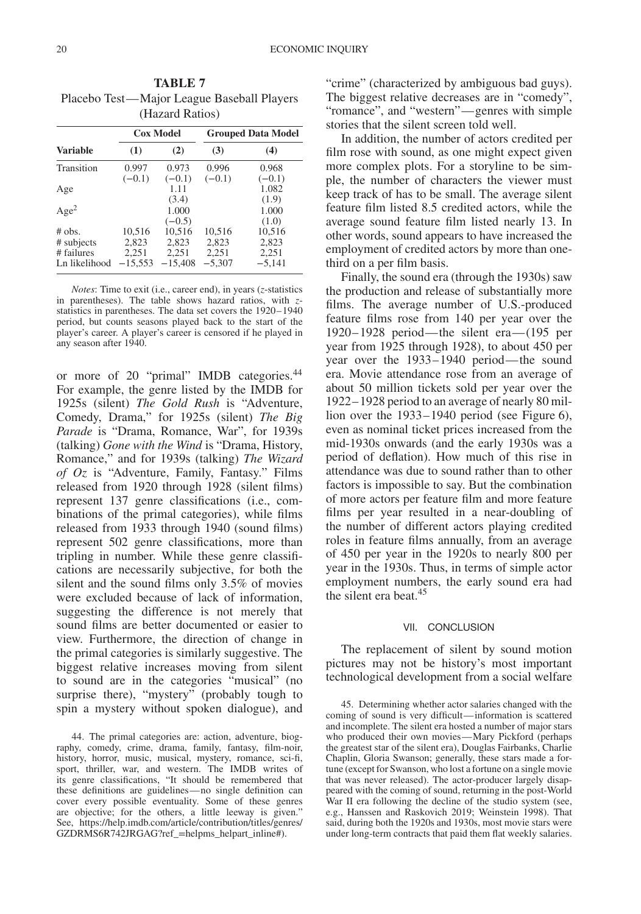**TABLE 7**
Placebo Test—Major League Baseball Players (Hazard Ratios)

| | Cox Model | | Grouped Data Model | |
|---|---|---|---|---|
| **Variable** | **(1)** | **(2)** | **(3)** | **(4)** |
| Transition | 0.997 | 0.973 | 0.996 | 0.968 |
| | (−0.1) | (−0.1) | (−0.1) | (−0.1) |
| Age | | 1.11 | | 1.082 |
| | | (3.4) | | (1.9) |
| Age$^2$ | | 1.000 | | 1.000 |
| | | (−0.5) | | (1.0) |
| # obs. | 10,516 | 10,516 | 10,516 | 10,516 |
| # subjects | 2,823 | 2,823 | 2,823 | 2,823 |
| # failures | 2,251 | 2,251 | 2,251 | 2,251 |
| Ln likelihood | −15,553 | −15,408 | −5,307 | −5,141 |

*Notes*: Time to exit (i.e., career end), in years (*z*-statistics in parentheses). The table shows hazard ratios, with *z*-statistics in parentheses. The data set covers the 1920–1940 period, but counts seasons played back to the start of the player's career. A player's career is censored if he played in any season after 1940.

or more of 20 "primal" IMDB categories.[44] For example, the genre listed by the IMDB for 1925s (silent) *The Gold Rush* is "Adventure, Comedy, Drama," for 1925s (silent) *The Big Parade* is "Drama, Romance, War", for 1939s (talking) *Gone with the Wind* is "Drama, History, Romance," and for 1939s (talking) *The Wizard of Oz* is "Adventure, Family, Fantasy." Films released from 1920 through 1928 (silent films) represent 137 genre classifications (i.e., combinations of the primal categories), while films released from 1933 through 1940 (sound films) represent 502 genre classifications, more than tripling in number. While these genre classifications are necessarily subjective, for both the silent and the sound films only 3.5% of movies were excluded because of lack of information, suggesting the difference is not merely that sound films are better documented or easier to view. Furthermore, the direction of change in the primal categories is similarly suggestive. The biggest relative increases moving from silent to sound are in the categories "musical" (no surprise there), "mystery" (probably tough to spin a mystery without spoken dialogue), and "crime" (characterized by ambiguous bad guys). The biggest relative decreases are in "comedy", "romance", and "western"—genres with simple stories that the silent screen told well.

In addition, the number of actors credited per film rose with sound, as one might expect given more complex plots. For a storyline to be simple, the number of characters the viewer must keep track of has to be small. The average silent feature film listed 8.5 credited actors, while the average sound feature film listed nearly 13. In other words, sound appears to have increased the employment of credited actors by more than one-third on a per film basis.

Finally, the sound era (through the 1930s) saw the production and release of substantially more films. The average number of U.S.-produced feature films rose from 140 per year over the 1920–1928 period—the silent era—(195 per year from 1925 through 1928), to about 450 per year over the 1933–1940 period—the sound era. Movie attendance rose from an average of about 50 million tickets sold per year over the 1922–1928 period to an average of nearly 80 million over the 1933–1940 period (see Figure 6), even as nominal ticket prices increased from the mid-1930s onwards (and the early 1930s was a period of deflation). How much of this rise in attendance was due to sound rather than to other factors is impossible to say. But the combination of more actors per feature film and more feature films per year resulted in a near-doubling of the number of different actors playing credited roles in feature films annually, from an average of 450 per year in the 1920s to nearly 800 per year in the 1930s. Thus, in terms of simple actor employment numbers, the early sound era had the silent era beat.[45]

## VII. CONCLUSION

The replacement of silent by sound motion pictures may not be history's most important technological development from a social welfare

44. The primal categories are: action, adventure, biography, comedy, crime, drama, family, fantasy, film-noir, history, horror, music, musical, mystery, romance, sci-fi, sport, thriller, war, and western. The IMDB writes of its genre classifications, "It should be remembered that these definitions are guidelines—no single definition can cover every possible eventuality. Some of these genres are objective; for the others, a little leeway is given." See, https://help.imdb.com/article/contribution/titles/genres/GZDRMS6R742JRGAG?ref_=helpms_helpart_inline#).

45. Determining whether actor salaries changed with the coming of sound is very difficult—information is scattered and incomplete. The silent era hosted a number of major stars who produced their own movies—Mary Pickford (perhaps the greatest star of the silent era), Douglas Fairbanks, Charlie Chaplin, Gloria Swanson; generally, these stars made a fortune (except for Swanson, who lost a fortune on a single movie that was never released). The actor-producer largely disappeared with the coming of sound, returning in the post-World War II era following the decline of the studio system (see, e.g., Hanssen and Raskovich 2019; Weinstein 1998). That said, during both the 1920s and 1930s, most movie stars were under long-term contracts that paid them flat weekly salaries.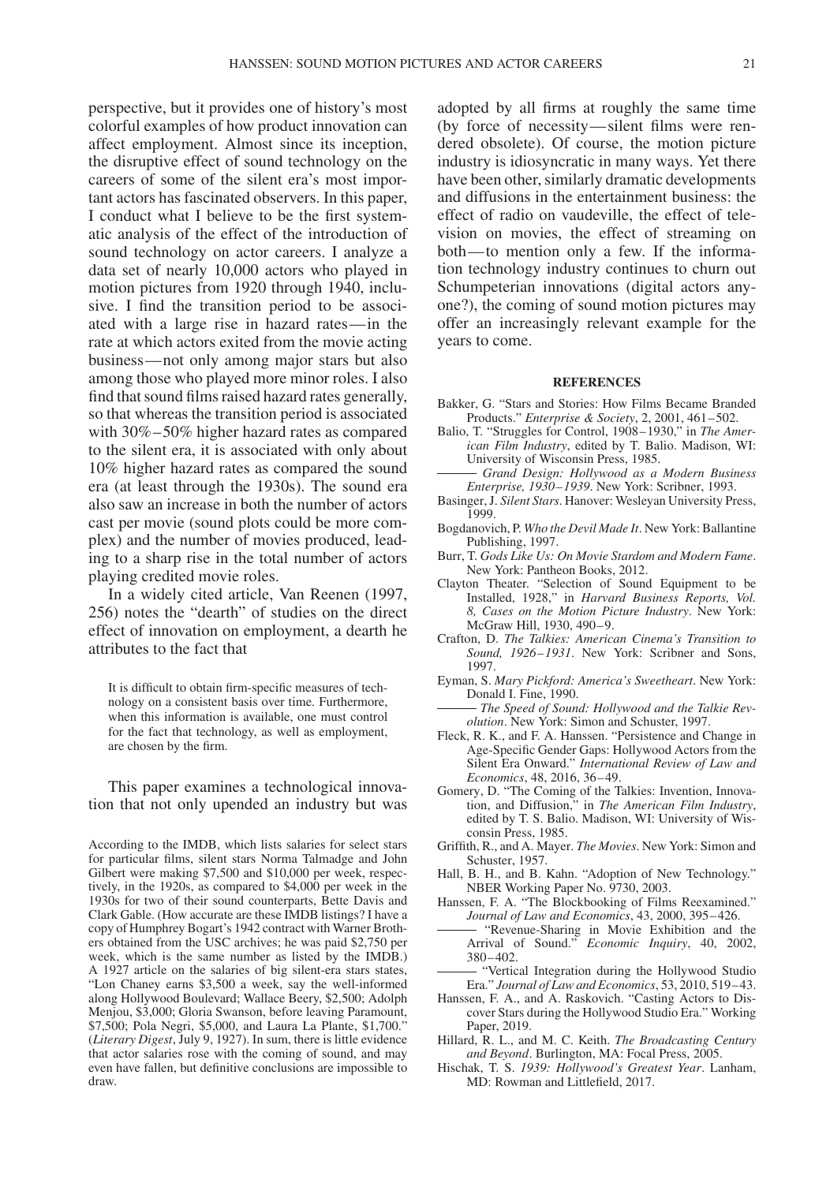perspective, but it provides one of history's most colorful examples of how product innovation can affect employment. Almost since its inception, the disruptive effect of sound technology on the careers of some of the silent era's most important actors has fascinated observers. In this paper, I conduct what I believe to be the first systematic analysis of the effect of the introduction of sound technology on actor careers. I analyze a data set of nearly 10,000 actors who played in motion pictures from 1920 through 1940, inclusive. I find the transition period to be associated with a large rise in hazard rates—in the rate at which actors exited from the movie acting business—not only among major stars but also among those who played more minor roles. I also find that sound films raised hazard rates generally, so that whereas the transition period is associated with 30%–50% higher hazard rates as compared to the silent era, it is associated with only about 10% higher hazard rates as compared the sound era (at least through the 1930s). The sound era also saw an increase in both the number of actors cast per movie (sound plots could be more complex) and the number of movies produced, leading to a sharp rise in the total number of actors playing credited movie roles.

In a widely cited article, Van Reenen (1997, 256) notes the "dearth" of studies on the direct effect of innovation on employment, a dearth he attributes to the fact that

> It is difficult to obtain firm-specific measures of technology on a consistent basis over time. Furthermore, when this information is available, one must control for the fact that technology, as well as employment, are chosen by the firm.

This paper examines a technological innovation that not only upended an industry but was adopted by all firms at roughly the same time (by force of necessity—silent films were rendered obsolete). Of course, the motion picture industry is idiosyncratic in many ways. Yet there have been other, similarly dramatic developments and diffusions in the entertainment business: the effect of radio on vaudeville, the effect of television on movies, the effect of streaming on both—to mention only a few. If the information technology industry continues to churn out Schumpeterian innovations (digital actors anyone?), the coming of sound motion pictures may offer an increasingly relevant example for the years to come.

According to the IMDB, which lists salaries for select stars for particular films, silent stars Norma Talmadge and John Gilbert were making $7,500 and $10,000 per week, respectively, in the 1920s, as compared to $4,000 per week in the 1930s for two of their sound counterparts, Bette Davis and Clark Gable. (How accurate are these IMDB listings? I have a copy of Humphrey Bogart's 1942 contract with Warner Brothers obtained from the USC archives; he was paid $2,750 per week, which is the same number as listed by the IMDB.) A 1927 article on the salaries of big silent-era stars states, "Lon Chaney earns $3,500 a week, say the well-informed along Hollywood Boulevard; Wallace Beery, $2,500; Adolph Menjou, $3,000; Gloria Swanson, before leaving Paramount, $7,500; Pola Negri, $5,000, and Laura La Plante, $1,700." (*Literary Digest*, July 9, 1927). In sum, there is little evidence that actor salaries rose with the coming of sound, and may even have fallen, but definitive conclusions are impossible to draw.

## REFERENCES

Bakker, G. "Stars and Stories: How Films Became Branded Products." *Enterprise & Society*, 2, 2001, 461–502.

Balio, T. "Struggles for Control, 1908–1930," in *The American Film Industry*, edited by T. Balio. Madison, WI: University of Wisconsin Press, 1985.

——— *Grand Design: Hollywood as a Modern Business Enterprise, 1930–1939*. New York: Scribner, 1993.

Basinger, J. *Silent Stars*. Hanover: Wesleyan University Press, 1999.

Bogdanovich, P. *Who the Devil Made It*. New York: Ballantine Publishing, 1997.

Burr, T. *Gods Like Us: On Movie Stardom and Modern Fame*. New York: Pantheon Books, 2012.

Clayton Theater. "Selection of Sound Equipment to be Installed, 1928," in *Harvard Business Reports, Vol. 8, Cases on the Motion Picture Industry*. New York: McGraw Hill, 1930, 490–9.

Crafton, D. *The Talkies: American Cinema's Transition to Sound, 1926–1931*. New York: Scribner and Sons, 1997.

Eyman, S. *Mary Pickford: America's Sweetheart*. New York: Donald I. Fine, 1990.

——— *The Speed of Sound: Hollywood and the Talkie Revolution*. New York: Simon and Schuster, 1997.

Fleck, R. K., and F. A. Hanssen. "Persistence and Change in Age-Specific Gender Gaps: Hollywood Actors from the Silent Era Onward." *International Review of Law and Economics*, 48, 2016, 36–49.

Gomery, D. "The Coming of the Talkies: Invention, Innovation, and Diffusion," in *The American Film Industry*, edited by T. S. Balio. Madison, WI: University of Wisconsin Press, 1985.

Griffith, R., and A. Mayer. *The Movies*. New York: Simon and Schuster, 1957.

Hall, B. H., and B. Kahn. "Adoption of New Technology." NBER Working Paper No. 9730, 2003.

Hanssen, F. A. "The Blockbooking of Films Reexamined." *Journal of Law and Economics*, 43, 2000, 395–426.

——— "Revenue-Sharing in Movie Exhibition and the Arrival of Sound." *Economic Inquiry*, 40, 2002, 380–402.

——— "Vertical Integration during the Hollywood Studio Era." *Journal of Law and Economics*, 53, 2010, 519–43.

Hanssen, F. A., and A. Raskovich. "Casting Actors to Discover Stars during the Hollywood Studio Era." Working Paper, 2019.

Hillard, R. L., and M. C. Keith. *The Broadcasting Century and Beyond*. Burlington, MA: Focal Press, 2005.

Hischak, T. S. *1939: Hollywood's Greatest Year*. Lanham, MD: Rowman and Littlefield, 2017.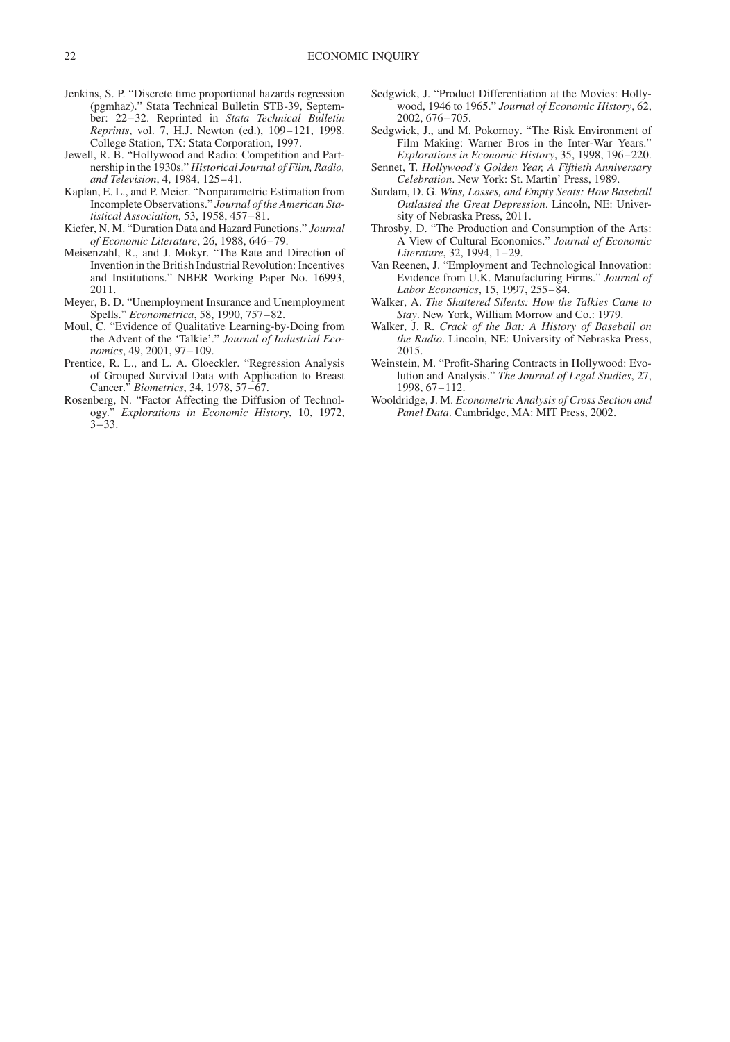Jenkins, S. P. "Discrete time proportional hazards regression (pgmhaz)." Stata Technical Bulletin STB-39, September: 22–32. Reprinted in *Stata Technical Bulletin Reprints*, vol. 7, H.J. Newton (ed.), 109–121, 1998. College Station, TX: Stata Corporation, 1997.

Jewell, R. B. "Hollywood and Radio: Competition and Partnership in the 1930s." *Historical Journal of Film, Radio, and Television*, 4, 1984, 125–41.

Kaplan, E. L., and P. Meier. "Nonparametric Estimation from Incomplete Observations." *Journal of the American Statistical Association*, 53, 1958, 457–81.

Kiefer, N. M. "Duration Data and Hazard Functions." *Journal of Economic Literature*, 26, 1988, 646–79.

Meisenzahl, R., and J. Mokyr. "The Rate and Direction of Invention in the British Industrial Revolution: Incentives and Institutions." NBER Working Paper No. 16993, 2011.

Meyer, B. D. "Unemployment Insurance and Unemployment Spells." *Econometrica*, 58, 1990, 757–82.

Moul, C. "Evidence of Qualitative Learning-by-Doing from the Advent of the 'Talkie'." *Journal of Industrial Economics*, 49, 2001, 97–109.

Prentice, R. L., and L. A. Gloeckler. "Regression Analysis of Grouped Survival Data with Application to Breast Cancer." *Biometrics*, 34, 1978, 57–67.

Rosenberg, N. "Factor Affecting the Diffusion of Technology." *Explorations in Economic History*, 10, 1972, 3–33.

Sedgwick, J. "Product Differentiation at the Movies: Hollywood, 1946 to 1965." *Journal of Economic History*, 62, 2002, 676–705.

Sedgwick, J., and M. Pokornoy. "The Risk Environment of Film Making: Warner Bros in the Inter-War Years." *Explorations in Economic History*, 35, 1998, 196–220.

Sennet, T. *Hollywood's Golden Year, A Fiftieth Anniversary Celebration*. New York: St. Martin' Press, 1989.

Surdam, D. G. *Wins, Losses, and Empty Seats: How Baseball Outlasted the Great Depression*. Lincoln, NE: University of Nebraska Press, 2011.

Throsby, D. "The Production and Consumption of the Arts: A View of Cultural Economics." *Journal of Economic Literature*, 32, 1994, 1–29.

Van Reenen, J. "Employment and Technological Innovation: Evidence from U.K. Manufacturing Firms." *Journal of Labor Economics*, 15, 1997, 255–84.

Walker, A. *The Shattered Silents: How the Talkies Came to Stay*. New York, William Morrow and Co.: 1979.

Walker, J. R. *Crack of the Bat: A History of Baseball on the Radio*. Lincoln, NE: University of Nebraska Press, 2015.

Weinstein, M. "Profit-Sharing Contracts in Hollywood: Evolution and Analysis." *The Journal of Legal Studies*, 27, 1998, 67–112.

Wooldridge, J. M. *Econometric Analysis of Cross Section and Panel Data*. Cambridge, MA: MIT Press, 2002.